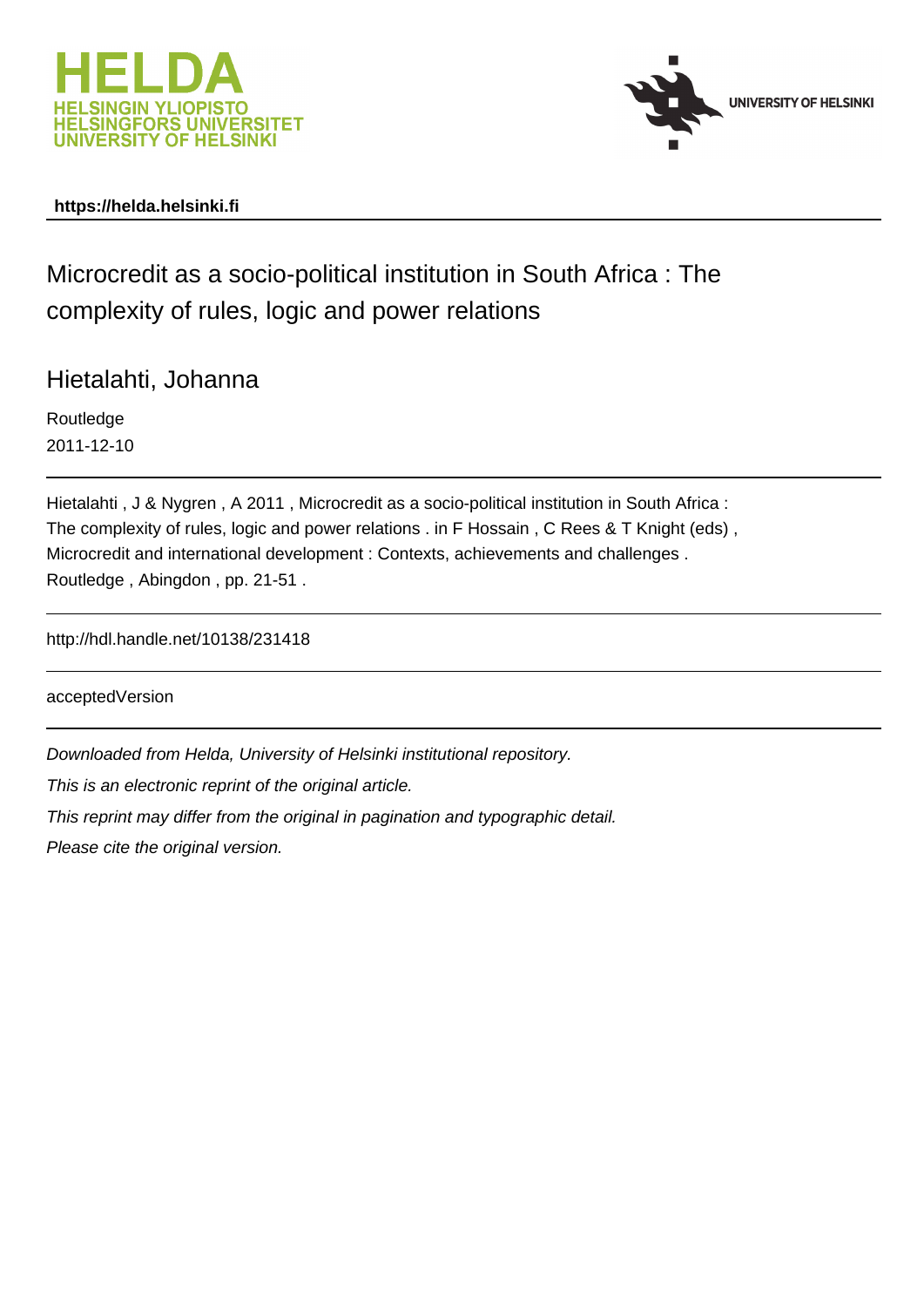HELDA
HELSINGIN YLIOPISTO
HELSINGFORS UNIVERSITET
UNIVERSITY OF HELSINKI

UNIVERSITY OF HELSINKI

**https://helda.helsinki.fi**

# Microcredit as a socio-political institution in South Africa : The complexity of rules, logic and power relations

## Hietalahti, Johanna

Routledge

2011-12-10

Hietalahti , J & Nygren , A 2011 , Microcredit as a socio-political institution in South Africa : The complexity of rules, logic and power relations . in F Hossain , C Rees & T Knight (eds) , Microcredit and international development : Contexts, achievements and challenges . Routledge , Abingdon , pp. 21-51 .

http://hdl.handle.net/10138/231418

acceptedVersion

*Downloaded from Helda, University of Helsinki institutional repository.*

*This is an electronic reprint of the original article.*

*This reprint may differ from the original in pagination and typographic detail.*

*Please cite the original version.*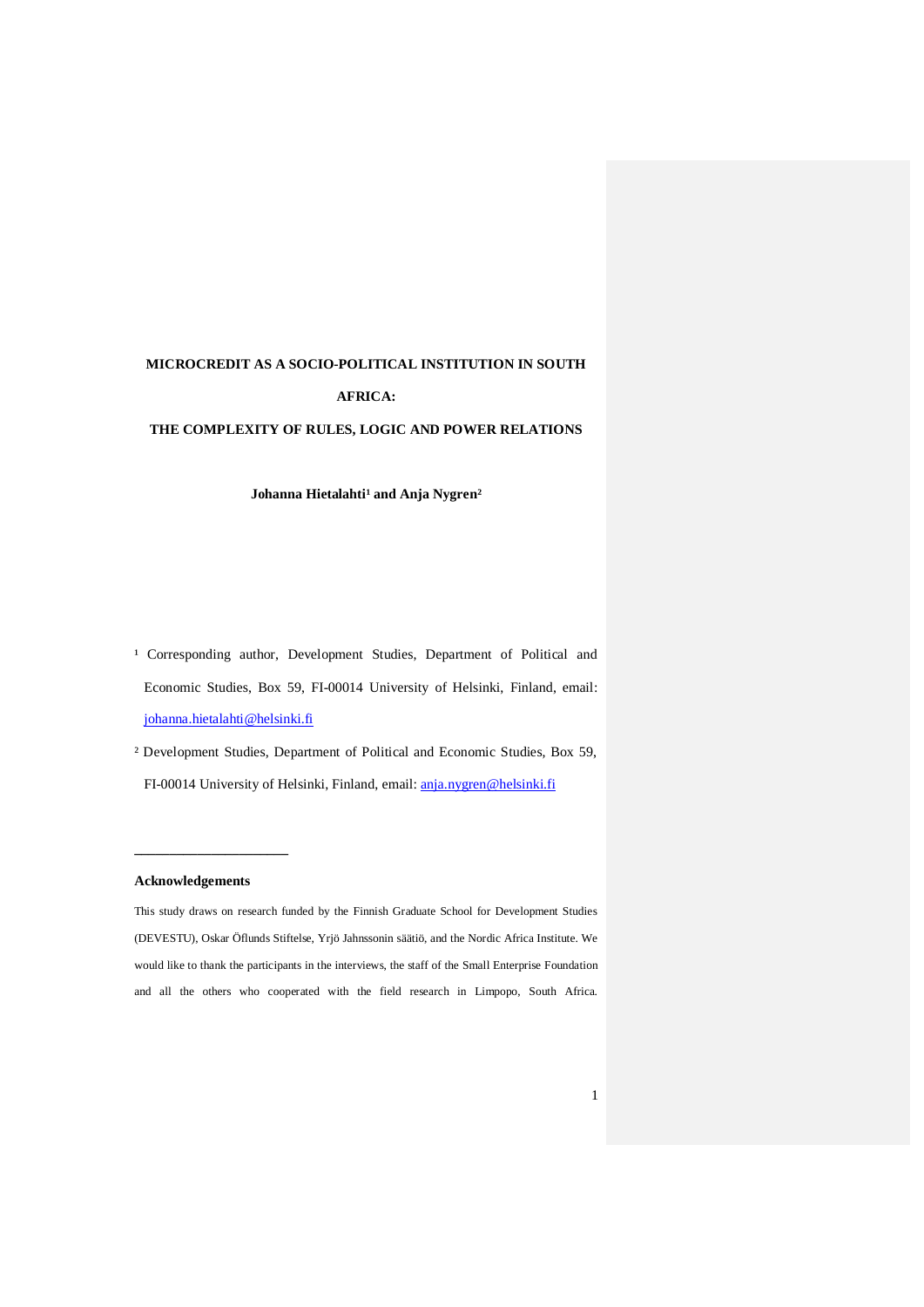**MICROCREDIT AS A SOCIO-POLITICAL INSTITUTION IN SOUTH AFRICA:**

**THE COMPLEXITY OF RULES, LOGIC AND POWER RELATIONS**

**Johanna Hietalahti[1] and Anja Nygren[2]**

[1] Corresponding author, Development Studies, Department of Political and Economic Studies, Box 59, FI-00014 University of Helsinki, Finland, email: johanna.hietalahti@helsinki.fi

[2] Development Studies, Department of Political and Economic Studies, Box 59, FI-00014 University of Helsinki, Finland, email: anja.nygren@helsinki.fi

---

**Acknowledgements**

This study draws on research funded by the Finnish Graduate School for Development Studies (DEVESTU), Oskar Öflunds Stiftelse, Yrjö Jahnssonin säätiö, and the Nordic Africa Institute. We would like to thank the participants in the interviews, the staff of the Small Enterprise Foundation and all the others who cooperated with the field research in Limpopo, South Africa.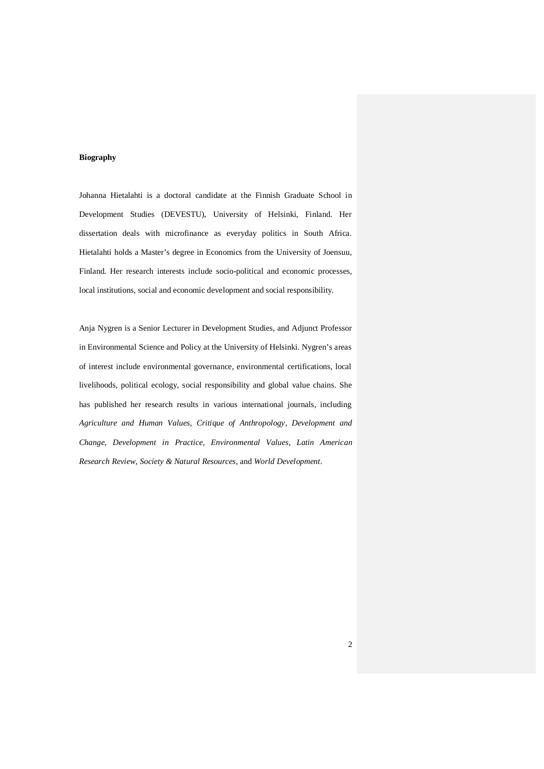**Biography**

Johanna Hietalahti is a doctoral candidate at the Finnish Graduate School in Development Studies (DEVESTU), University of Helsinki, Finland. Her dissertation deals with microfinance as everyday politics in South Africa. Hietalahti holds a Master's degree in Economics from the University of Joensuu, Finland. Her research interests include socio-political and economic processes, local institutions, social and economic development and social responsibility.

Anja Nygren is a Senior Lecturer in Development Studies, and Adjunct Professor in Environmental Science and Policy at the University of Helsinki. Nygren's areas of interest include environmental governance, environmental certifications, local livelihoods, political ecology, social responsibility and global value chains. She has published her research results in various international journals, including *Agriculture and Human Values*, *Critique of Anthropology*, *Development and Change*, *Development in Practice*, *Environmental Values*, *Latin American Research Review*, *Society & Natural Resources*, and *World Development*.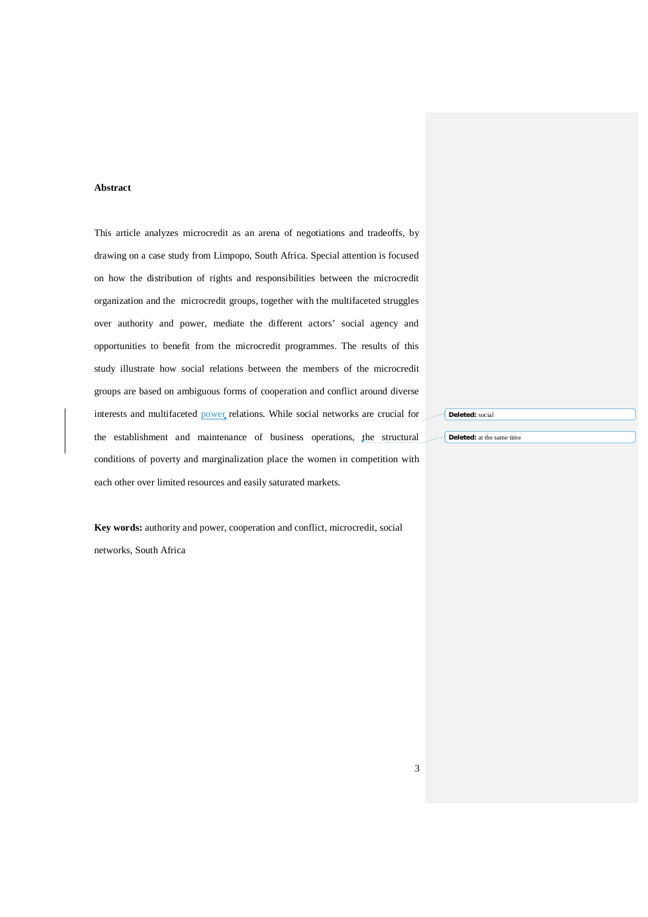**Abstract**

This article analyzes microcredit as an arena of negotiations and tradeoffs, by drawing on a case study from Limpopo, South Africa. Special attention is focused on how the distribution of rights and responsibilities between the microcredit organization and the microcredit groups, together with the multifaceted struggles over authority and power, mediate the different actors' social agency and opportunities to benefit from the microcredit programmes. The results of this study illustrate how social relations between the members of the microcredit groups are based on ambiguous forms of cooperation and conflict around diverse interests and multifaceted power relations. While social networks are crucial for the establishment and maintenance of business operations, the structural conditions of poverty and marginalization place the women in competition with each other over limited resources and easily saturated markets.

**Key words:** authority and power, cooperation and conflict, microcredit, social networks, South Africa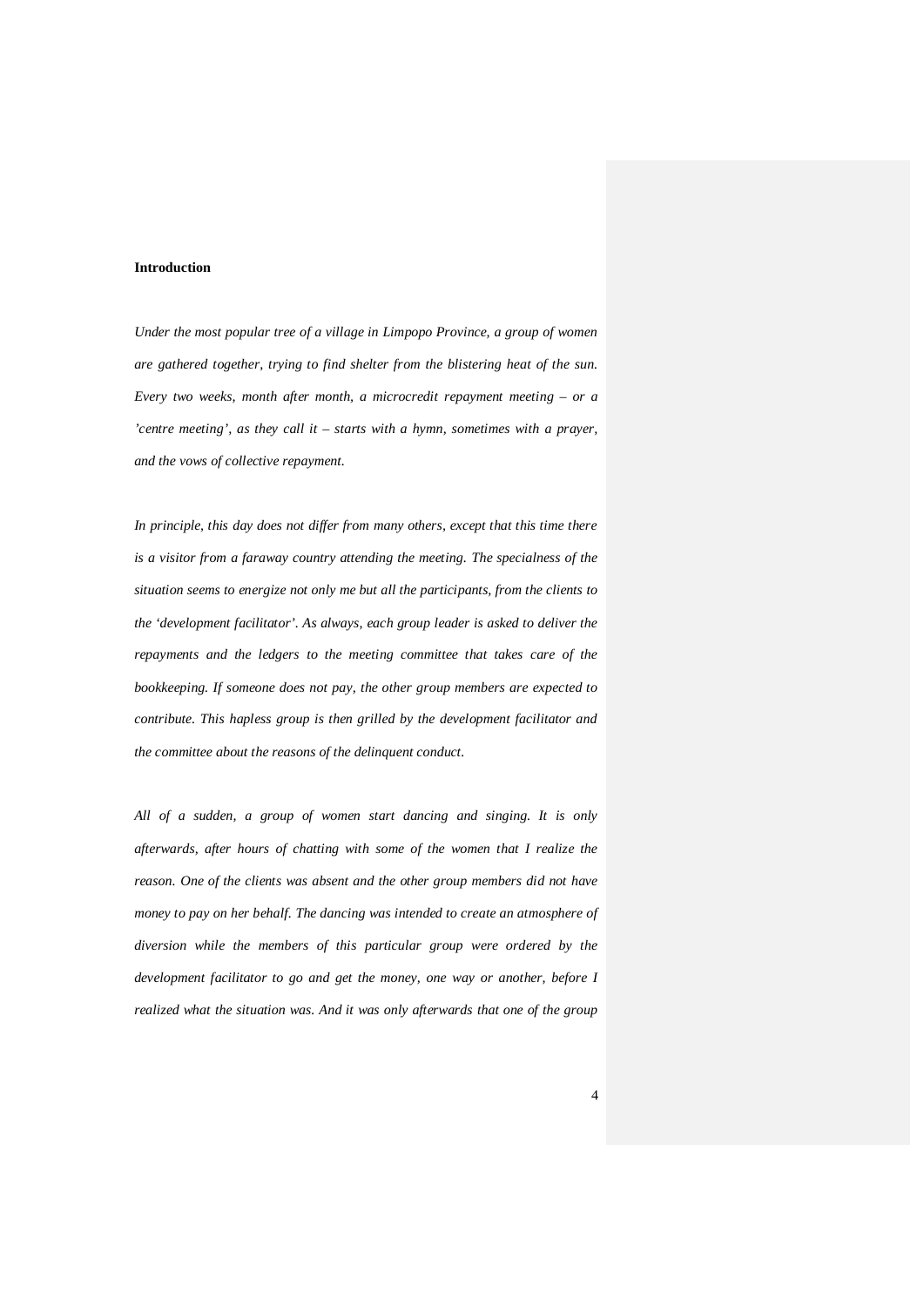**Introduction**

*Under the most popular tree of a village in Limpopo Province, a group of women are gathered together, trying to find shelter from the blistering heat of the sun. Every two weeks, month after month, a microcredit repayment meeting – or a 'centre meeting', as they call it – starts with a hymn, sometimes with a prayer, and the vows of collective repayment.*

*In principle, this day does not differ from many others, except that this time there is a visitor from a faraway country attending the meeting. The specialness of the situation seems to energize not only me but all the participants, from the clients to the 'development facilitator'. As always, each group leader is asked to deliver the repayments and the ledgers to the meeting committee that takes care of the bookkeeping. If someone does not pay, the other group members are expected to contribute. This hapless group is then grilled by the development facilitator and the committee about the reasons of the delinquent conduct.*

*All of a sudden, a group of women start dancing and singing. It is only afterwards, after hours of chatting with some of the women that I realize the reason. One of the clients was absent and the other group members did not have money to pay on her behalf. The dancing was intended to create an atmosphere of diversion while the members of this particular group were ordered by the development facilitator to go and get the money, one way or another, before I realized what the situation was. And it was only afterwards that one of the group*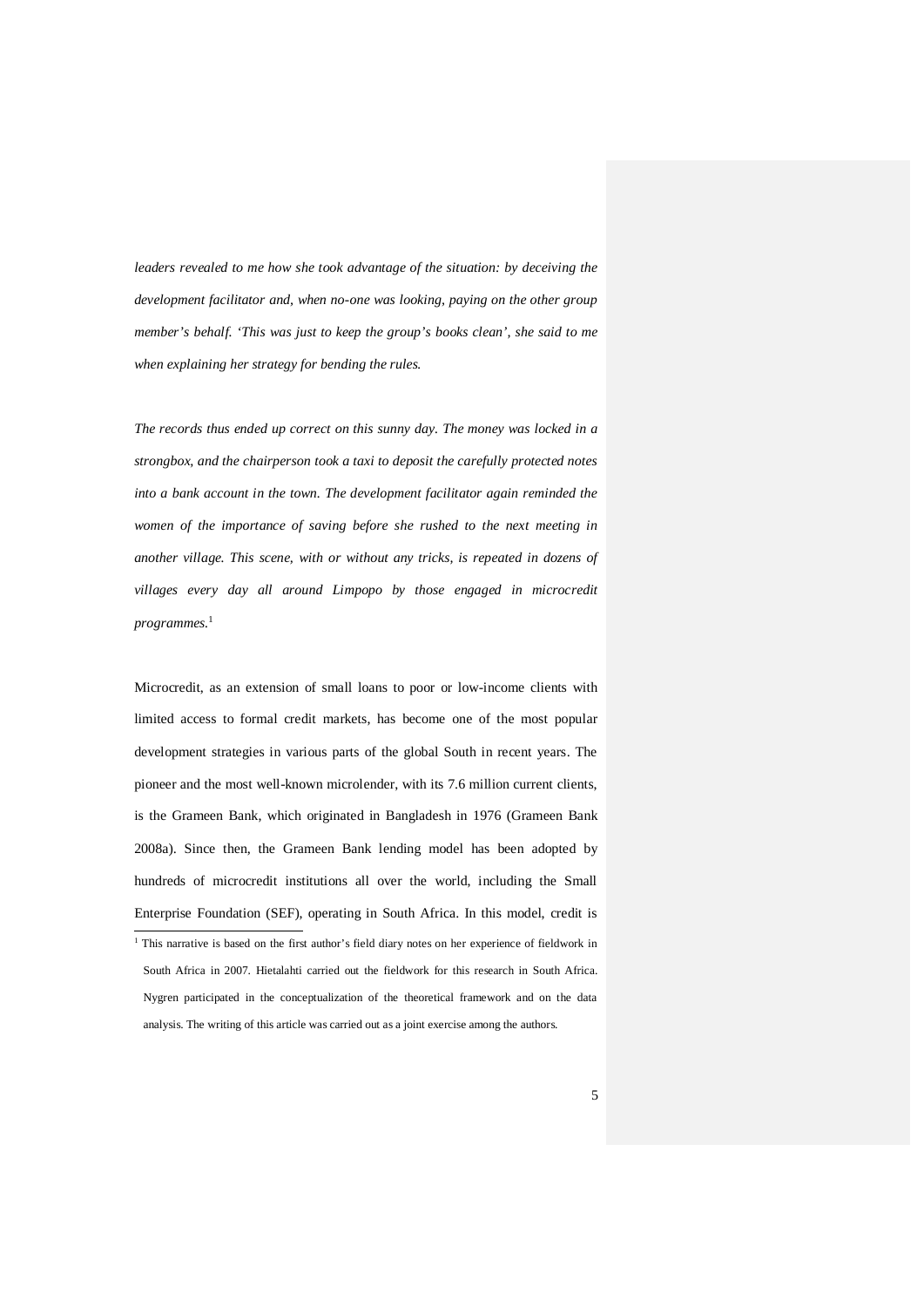*leaders revealed to me how she took advantage of the situation: by deceiving the development facilitator and, when no-one was looking, paying on the other group member's behalf. 'This was just to keep the group's books clean', she said to me when explaining her strategy for bending the rules.*

*The records thus ended up correct on this sunny day. The money was locked in a strongbox, and the chairperson took a taxi to deposit the carefully protected notes into a bank account in the town. The development facilitator again reminded the women of the importance of saving before she rushed to the next meeting in another village. This scene, with or without any tricks, is repeated in dozens of villages every day all around Limpopo by those engaged in microcredit programmes.*[1]

Microcredit, as an extension of small loans to poor or low-income clients with limited access to formal credit markets, has become one of the most popular development strategies in various parts of the global South in recent years. The pioneer and the most well-known microlender, with its 7.6 million current clients, is the Grameen Bank, which originated in Bangladesh in 1976 (Grameen Bank 2008a). Since then, the Grameen Bank lending model has been adopted by hundreds of microcredit institutions all over the world, including the Small Enterprise Foundation (SEF), operating in South Africa. In this model, credit is

[1] This narrative is based on the first author's field diary notes on her experience of fieldwork in South Africa in 2007. Hietalahti carried out the fieldwork for this research in South Africa. Nygren participated in the conceptualization of the theoretical framework and on the data analysis. The writing of this article was carried out as a joint exercise among the authors.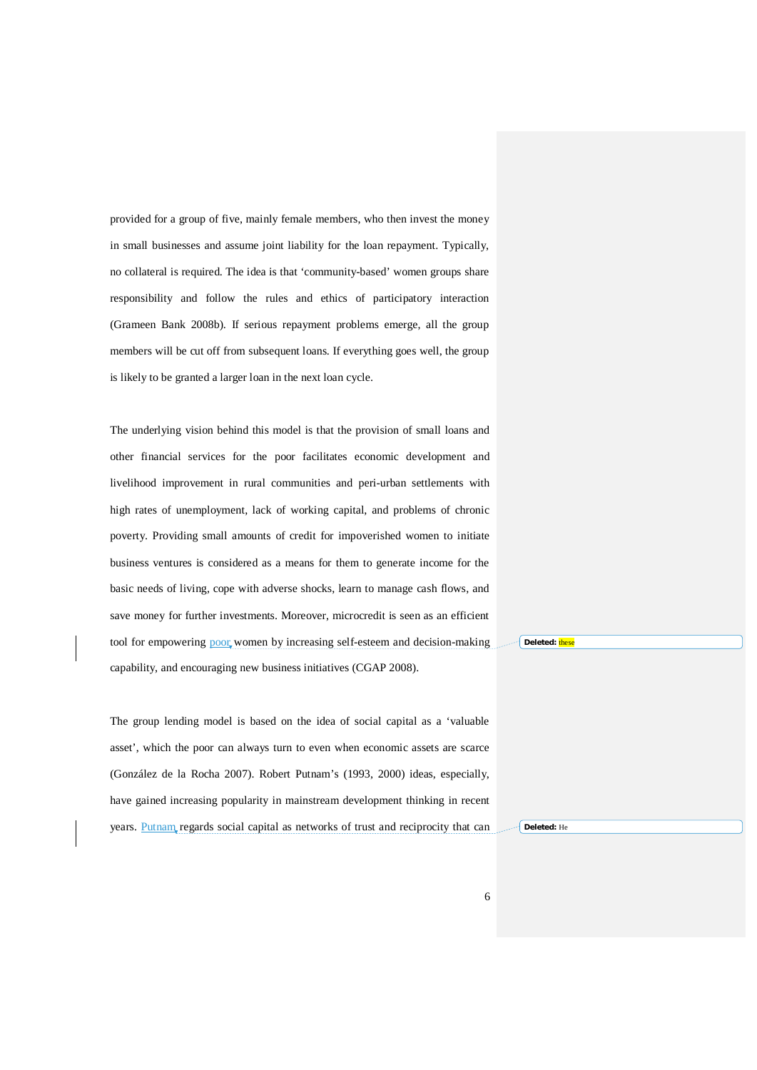provided for a group of five, mainly female members, who then invest the money in small businesses and assume joint liability for the loan repayment. Typically, no collateral is required. The idea is that 'community-based' women groups share responsibility and follow the rules and ethics of participatory interaction (Grameen Bank 2008b). If serious repayment problems emerge, all the group members will be cut off from subsequent loans. If everything goes well, the group is likely to be granted a larger loan in the next loan cycle.

The underlying vision behind this model is that the provision of small loans and other financial services for the poor facilitates economic development and livelihood improvement in rural communities and peri-urban settlements with high rates of unemployment, lack of working capital, and problems of chronic poverty. Providing small amounts of credit for impoverished women to initiate business ventures is considered as a means for them to generate income for the basic needs of living, cope with adverse shocks, learn to manage cash flows, and save money for further investments. Moreover, microcredit is seen as an efficient tool for empowering poor women by increasing self-esteem and decision-making capability, and encouraging new business initiatives (CGAP 2008).

The group lending model is based on the idea of social capital as a 'valuable asset', which the poor can always turn to even when economic assets are scarce (González de la Rocha 2007). Robert Putnam's (1993, 2000) ideas, especially, have gained increasing popularity in mainstream development thinking in recent years. Putnam regards social capital as networks of trust and reciprocity that can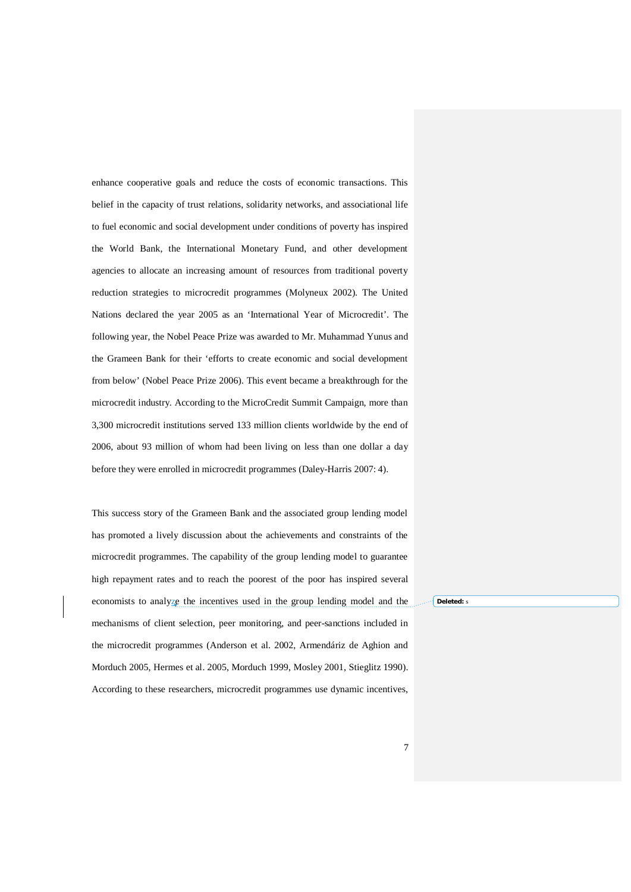enhance cooperative goals and reduce the costs of economic transactions. This belief in the capacity of trust relations, solidarity networks, and associational life to fuel economic and social development under conditions of poverty has inspired the World Bank, the International Monetary Fund, and other development agencies to allocate an increasing amount of resources from traditional poverty reduction strategies to microcredit programmes (Molyneux 2002). The United Nations declared the year 2005 as an 'International Year of Microcredit'. The following year, the Nobel Peace Prize was awarded to Mr. Muhammad Yunus and the Grameen Bank for their 'efforts to create economic and social development from below' (Nobel Peace Prize 2006). This event became a breakthrough for the microcredit industry. According to the MicroCredit Summit Campaign, more than 3,300 microcredit institutions served 133 million clients worldwide by the end of 2006, about 93 million of whom had been living on less than one dollar a day before they were enrolled in microcredit programmes (Daley-Harris 2007: 4).

This success story of the Grameen Bank and the associated group lending model has promoted a lively discussion about the achievements and constraints of the microcredit programmes. The capability of the group lending model to guarantee high repayment rates and to reach the poorest of the poor has inspired several economists to analyze the incentives used in the group lending model and the mechanisms of client selection, peer monitoring, and peer-sanctions included in the microcredit programmes (Anderson et al. 2002, Armendáriz de Aghion and Morduch 2005, Hermes et al. 2005, Morduch 1999, Mosley 2001, Stieglitz 1990). According to these researchers, microcredit programmes use dynamic incentives,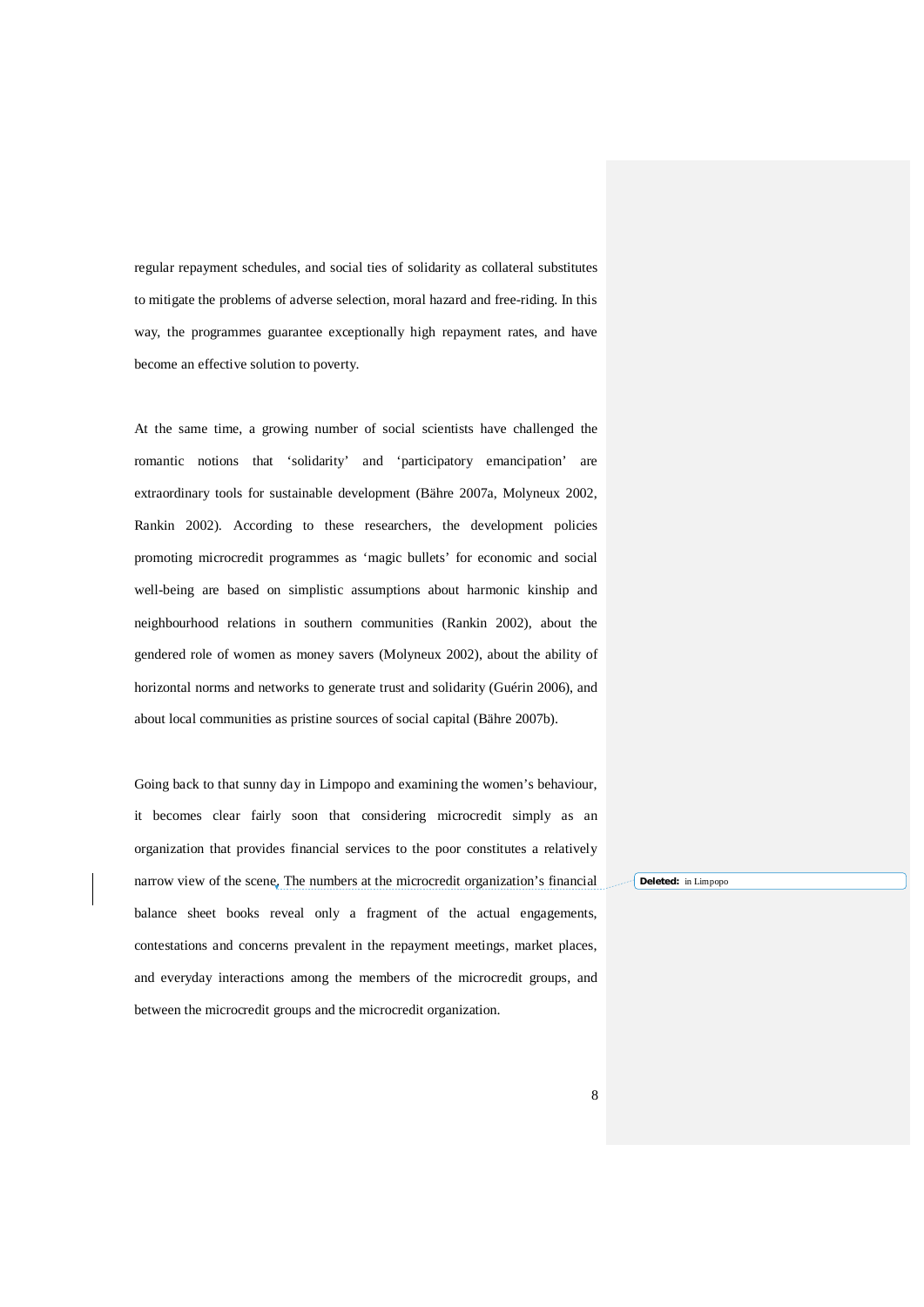regular repayment schedules, and social ties of solidarity as collateral substitutes to mitigate the problems of adverse selection, moral hazard and free-riding. In this way, the programmes guarantee exceptionally high repayment rates, and have become an effective solution to poverty.

At the same time, a growing number of social scientists have challenged the romantic notions that 'solidarity' and 'participatory emancipation' are extraordinary tools for sustainable development (Bähre 2007a, Molyneux 2002, Rankin 2002). According to these researchers, the development policies promoting microcredit programmes as 'magic bullets' for economic and social well-being are based on simplistic assumptions about harmonic kinship and neighbourhood relations in southern communities (Rankin 2002), about the gendered role of women as money savers (Molyneux 2002), about the ability of horizontal norms and networks to generate trust and solidarity (Guérin 2006), and about local communities as pristine sources of social capital (Bähre 2007b).

Going back to that sunny day in Limpopo and examining the women's behaviour, it becomes clear fairly soon that considering microcredit simply as an organization that provides financial services to the poor constitutes a relatively narrow view of the scene. The numbers at the microcredit organization's financial balance sheet books reveal only a fragment of the actual engagements, contestations and concerns prevalent in the repayment meetings, market places, and everyday interactions among the members of the microcredit groups, and between the microcredit groups and the microcredit organization.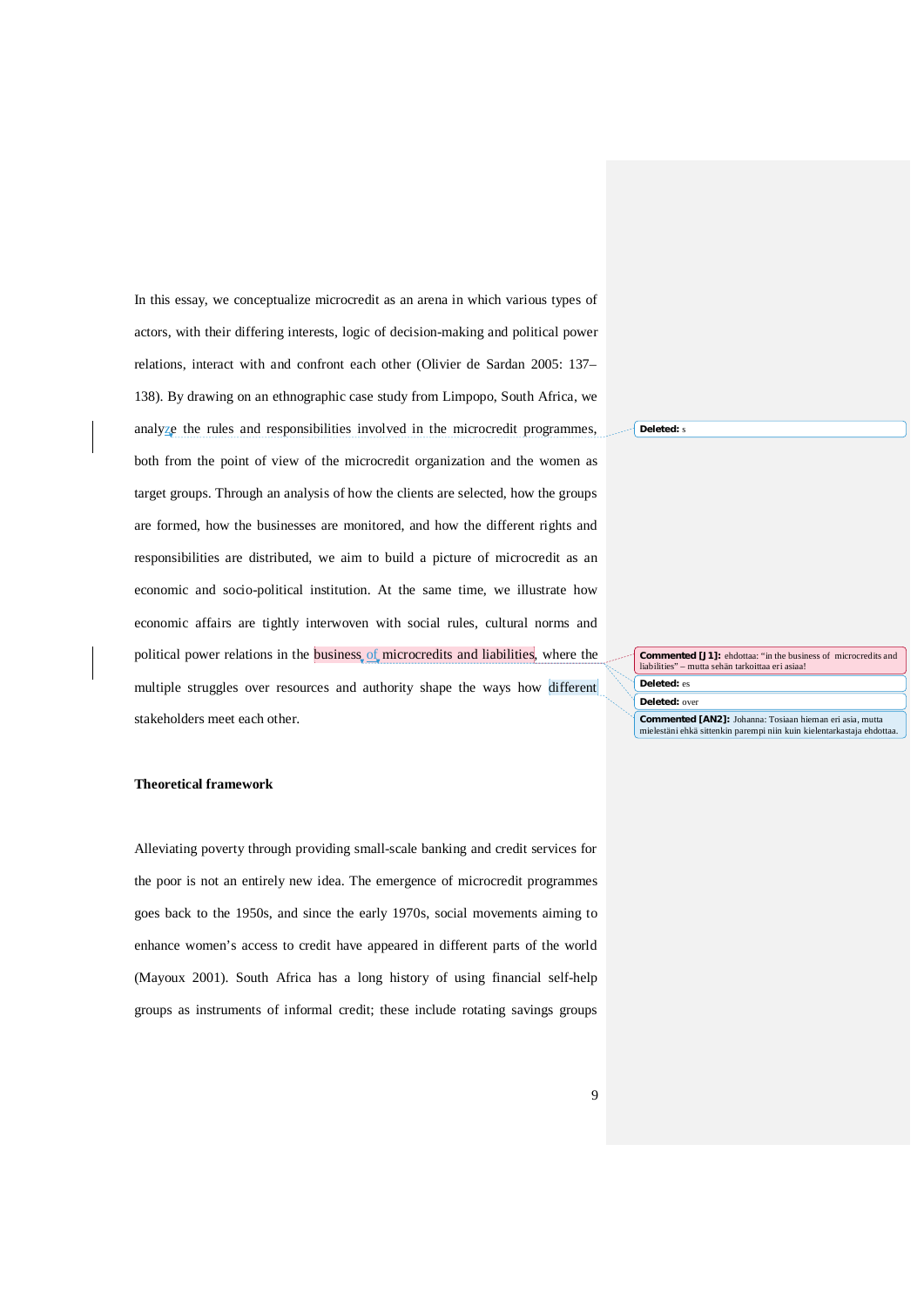In this essay, we conceptualize microcredit as an arena in which various types of actors, with their differing interests, logic of decision-making and political power relations, interact with and confront each other (Olivier de Sardan 2005: 137–138). By drawing on an ethnographic case study from Limpopo, South Africa, we analyze the rules and responsibilities involved in the microcredit programmes, both from the point of view of the microcredit organization and the women as target groups. Through an analysis of how the clients are selected, how the groups are formed, how the businesses are monitored, and how the different rights and responsibilities are distributed, we aim to build a picture of microcredit as an economic and socio-political institution. At the same time, we illustrate how economic affairs are tightly interwoven with social rules, cultural norms and political power relations in the business of microcredits and liabilities, where the multiple struggles over resources and authority shape the ways how different stakeholders meet each other.

## Theoretical framework

Alleviating poverty through providing small-scale banking and credit services for the poor is not an entirely new idea. The emergence of microcredit programmes goes back to the 1950s, and since the early 1970s, social movements aiming to enhance women's access to credit have appeared in different parts of the world (Mayoux 2001). South Africa has a long history of using financial self-help groups as instruments of informal credit; these include rotating savings groups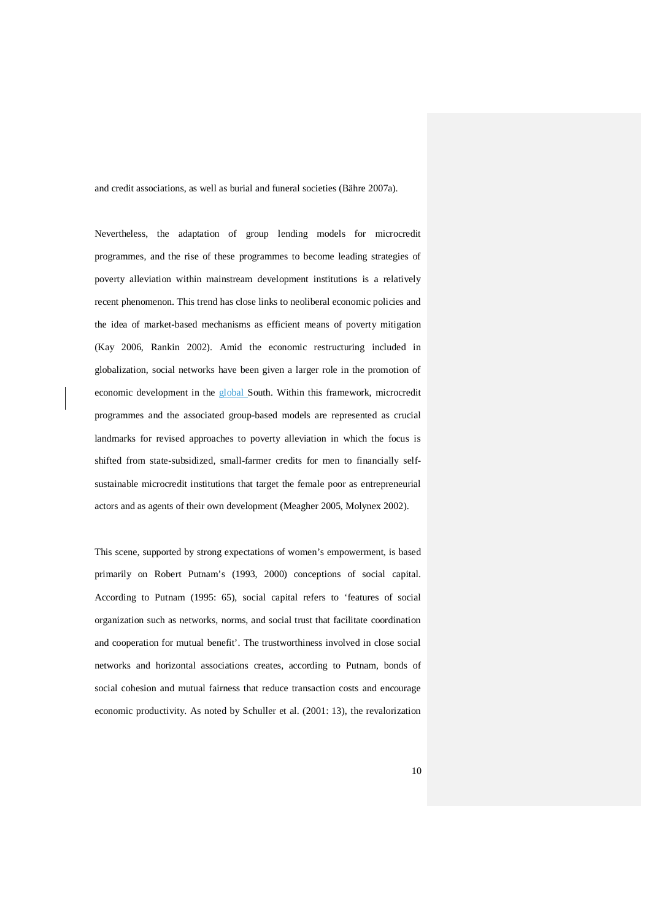and credit associations, as well as burial and funeral societies (Bähre 2007a).

Nevertheless, the adaptation of group lending models for microcredit programmes, and the rise of these programmes to become leading strategies of poverty alleviation within mainstream development institutions is a relatively recent phenomenon. This trend has close links to neoliberal economic policies and the idea of market-based mechanisms as efficient means of poverty mitigation (Kay 2006, Rankin 2002). Amid the economic restructuring included in globalization, social networks have been given a larger role in the promotion of economic development in the global South. Within this framework, microcredit programmes and the associated group-based models are represented as crucial landmarks for revised approaches to poverty alleviation in which the focus is shifted from state-subsidized, small-farmer credits for men to financially self-sustainable microcredit institutions that target the female poor as entrepreneurial actors and as agents of their own development (Meagher 2005, Molynex 2002).

This scene, supported by strong expectations of women's empowerment, is based primarily on Robert Putnam's (1993, 2000) conceptions of social capital. According to Putnam (1995: 65), social capital refers to 'features of social organization such as networks, norms, and social trust that facilitate coordination and cooperation for mutual benefit'. The trustworthiness involved in close social networks and horizontal associations creates, according to Putnam, bonds of social cohesion and mutual fairness that reduce transaction costs and encourage economic productivity. As noted by Schuller et al. (2001: 13), the revalorization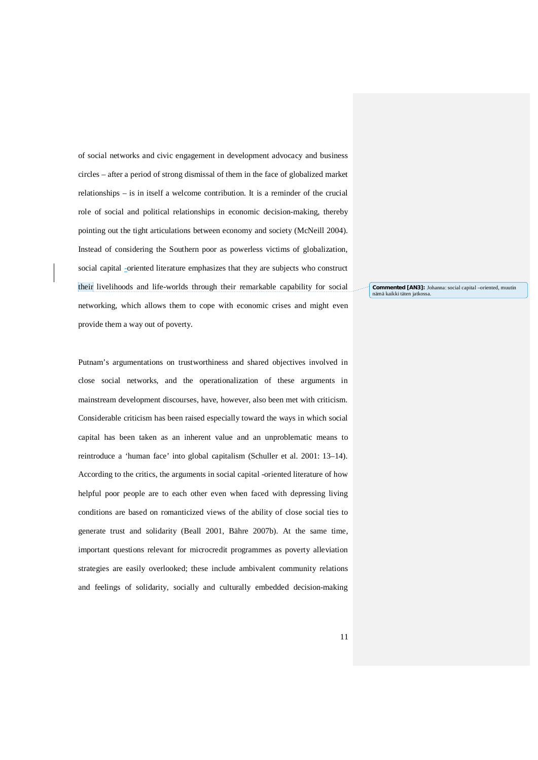of social networks and civic engagement in development advocacy and business circles – after a period of strong dismissal of them in the face of globalized market relationships – is in itself a welcome contribution. It is a reminder of the crucial role of social and political relationships in economic decision-making, thereby pointing out the tight articulations between economy and society (McNeill 2004). Instead of considering the Southern poor as powerless victims of globalization, social capital -oriented literature emphasizes that they are subjects who construct their livelihoods and life-worlds through their remarkable capability for social networking, which allows them to cope with economic crises and might even provide them a way out of poverty.

Putnam's argumentations on trustworthiness and shared objectives involved in close social networks, and the operationalization of these arguments in mainstream development discourses, have, however, also been met with criticism. Considerable criticism has been raised especially toward the ways in which social capital has been taken as an inherent value and an unproblematic means to reintroduce a 'human face' into global capitalism (Schuller et al. 2001: 13–14). According to the critics, the arguments in social capital -oriented literature of how helpful poor people are to each other even when faced with depressing living conditions are based on romanticized views of the ability of close social ties to generate trust and solidarity (Beall 2001, Bähre 2007b). At the same time, important questions relevant for microcredit programmes as poverty alleviation strategies are easily overlooked; these include ambivalent community relations and feelings of solidarity, socially and culturally embedded decision-making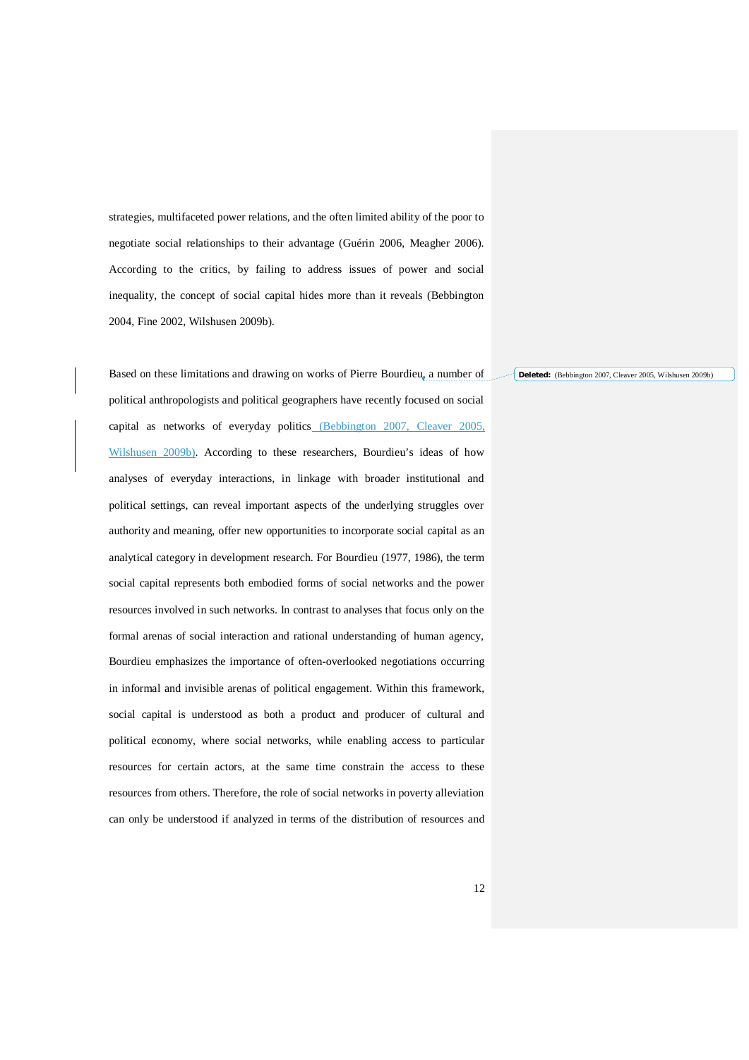strategies, multifaceted power relations, and the often limited ability of the poor to negotiate social relationships to their advantage (Guérin 2006, Meagher 2006). According to the critics, by failing to address issues of power and social inequality, the concept of social capital hides more than it reveals (Bebbington 2004, Fine 2002, Wilshusen 2009b).

Based on these limitations and drawing on works of Pierre Bourdieu, a number of political anthropologists and political geographers have recently focused on social capital as networks of everyday politics (Bebbington 2007, Cleaver 2005, Wilshusen 2009b). According to these researchers, Bourdieu's ideas of how analyses of everyday interactions, in linkage with broader institutional and political settings, can reveal important aspects of the underlying struggles over authority and meaning, offer new opportunities to incorporate social capital as an analytical category in development research. For Bourdieu (1977, 1986), the term social capital represents both embodied forms of social networks and the power resources involved in such networks. In contrast to analyses that focus only on the formal arenas of social interaction and rational understanding of human agency, Bourdieu emphasizes the importance of often-overlooked negotiations occurring in informal and invisible arenas of political engagement. Within this framework, social capital is understood as both a product and producer of cultural and political economy, where social networks, while enabling access to particular resources for certain actors, at the same time constrain the access to these resources from others. Therefore, the role of social networks in poverty alleviation can only be understood if analyzed in terms of the distribution of resources and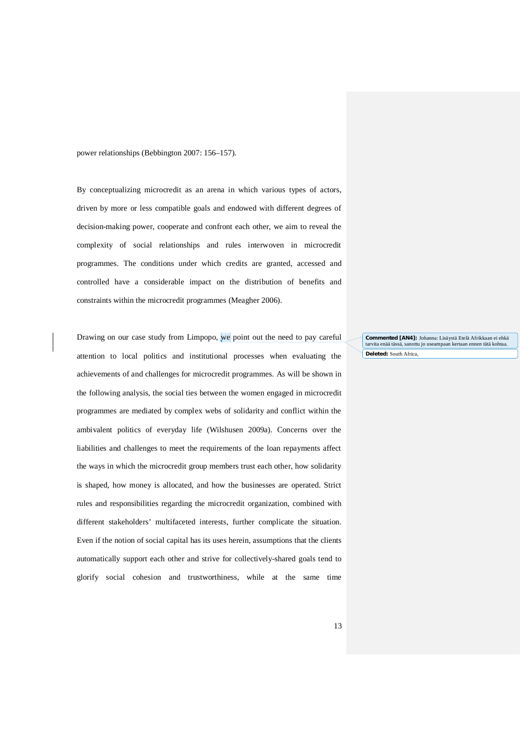power relationships (Bebbington 2007: 156–157).

By conceptualizing microcredit as an arena in which various types of actors, driven by more or less compatible goals and endowed with different degrees of decision-making power, cooperate and confront each other, we aim to reveal the complexity of social relationships and rules interwoven in microcredit programmes. The conditions under which credits are granted, accessed and controlled have a considerable impact on the distribution of benefits and constraints within the microcredit programmes (Meagher 2006).

Drawing on our case study from Limpopo, we point out the need to pay careful attention to local politics and institutional processes when evaluating the achievements of and challenges for microcredit programmes. As will be shown in the following analysis, the social ties between the women engaged in microcredit programmes are mediated by complex webs of solidarity and conflict within the ambivalent politics of everyday life (Wilshusen 2009a). Concerns over the liabilities and challenges to meet the requirements of the loan repayments affect the ways in which the microcredit group members trust each other, how solidarity is shaped, how money is allocated, and how the businesses are operated. Strict rules and responsibilities regarding the microcredit organization, combined with different stakeholders' multifaceted interests, further complicate the situation. Even if the notion of social capital has its uses herein, assumptions that the clients automatically support each other and strive for collectively-shared goals tend to glorify social cohesion and trustworthiness, while at the same time

**Commented [AN4]:** Johanna: Lisäystä Etelä Afrikkaan ei ehkä tarvita enää tässä, sanottu jo useampaan kertaan ennen tätä kohtaa.

**Deleted:** South Africa,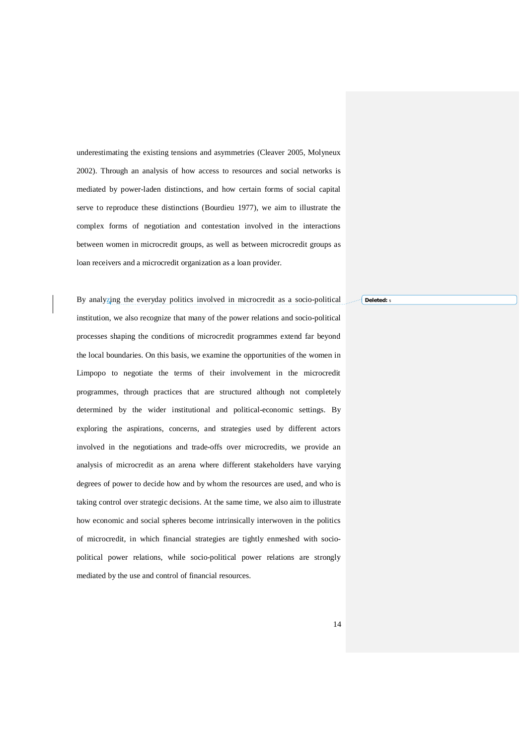underestimating the existing tensions and asymmetries (Cleaver 2005, Molyneux 2002). Through an analysis of how access to resources and social networks is mediated by power-laden distinctions, and how certain forms of social capital serve to reproduce these distinctions (Bourdieu 1977), we aim to illustrate the complex forms of negotiation and contestation involved in the interactions between women in microcredit groups, as well as between microcredit groups as loan receivers and a microcredit organization as a loan provider.

By analyzing the everyday politics involved in microcredit as a socio-political institution, we also recognize that many of the power relations and socio-political processes shaping the conditions of microcredit programmes extend far beyond the local boundaries. On this basis, we examine the opportunities of the women in Limpopo to negotiate the terms of their involvement in the microcredit programmes, through practices that are structured although not completely determined by the wider institutional and political-economic settings. By exploring the aspirations, concerns, and strategies used by different actors involved in the negotiations and trade-offs over microcredits, we provide an analysis of microcredit as an arena where different stakeholders have varying degrees of power to decide how and by whom the resources are used, and who is taking control over strategic decisions. At the same time, we also aim to illustrate how economic and social spheres become intrinsically interwoven in the politics of microcredit, in which financial strategies are tightly enmeshed with socio-political power relations, while socio-political power relations are strongly mediated by the use and control of financial resources.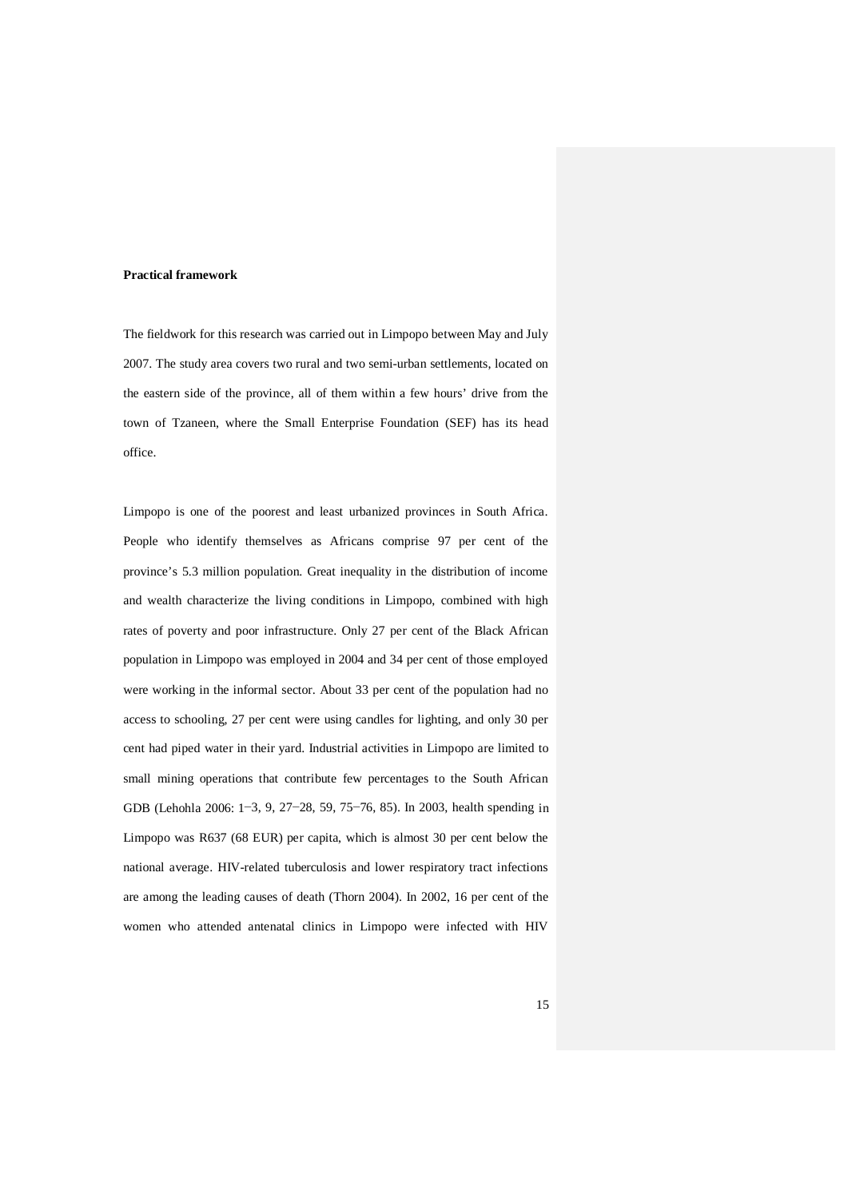**Practical framework**

The fieldwork for this research was carried out in Limpopo between May and July 2007. The study area covers two rural and two semi-urban settlements, located on the eastern side of the province, all of them within a few hours' drive from the town of Tzaneen, where the Small Enterprise Foundation (SEF) has its head office.

Limpopo is one of the poorest and least urbanized provinces in South Africa. People who identify themselves as Africans comprise 97 per cent of the province's 5.3 million population. Great inequality in the distribution of income and wealth characterize the living conditions in Limpopo, combined with high rates of poverty and poor infrastructure. Only 27 per cent of the Black African population in Limpopo was employed in 2004 and 34 per cent of those employed were working in the informal sector. About 33 per cent of the population had no access to schooling, 27 per cent were using candles for lighting, and only 30 per cent had piped water in their yard. Industrial activities in Limpopo are limited to small mining operations that contribute few percentages to the South African GDB (Lehohla 2006: 1−3, 9, 27−28, 59, 75−76, 85). In 2003, health spending in Limpopo was R637 (68 EUR) per capita, which is almost 30 per cent below the national average. HIV-related tuberculosis and lower respiratory tract infections are among the leading causes of death (Thorn 2004). In 2002, 16 per cent of the women who attended antenatal clinics in Limpopo were infected with HIV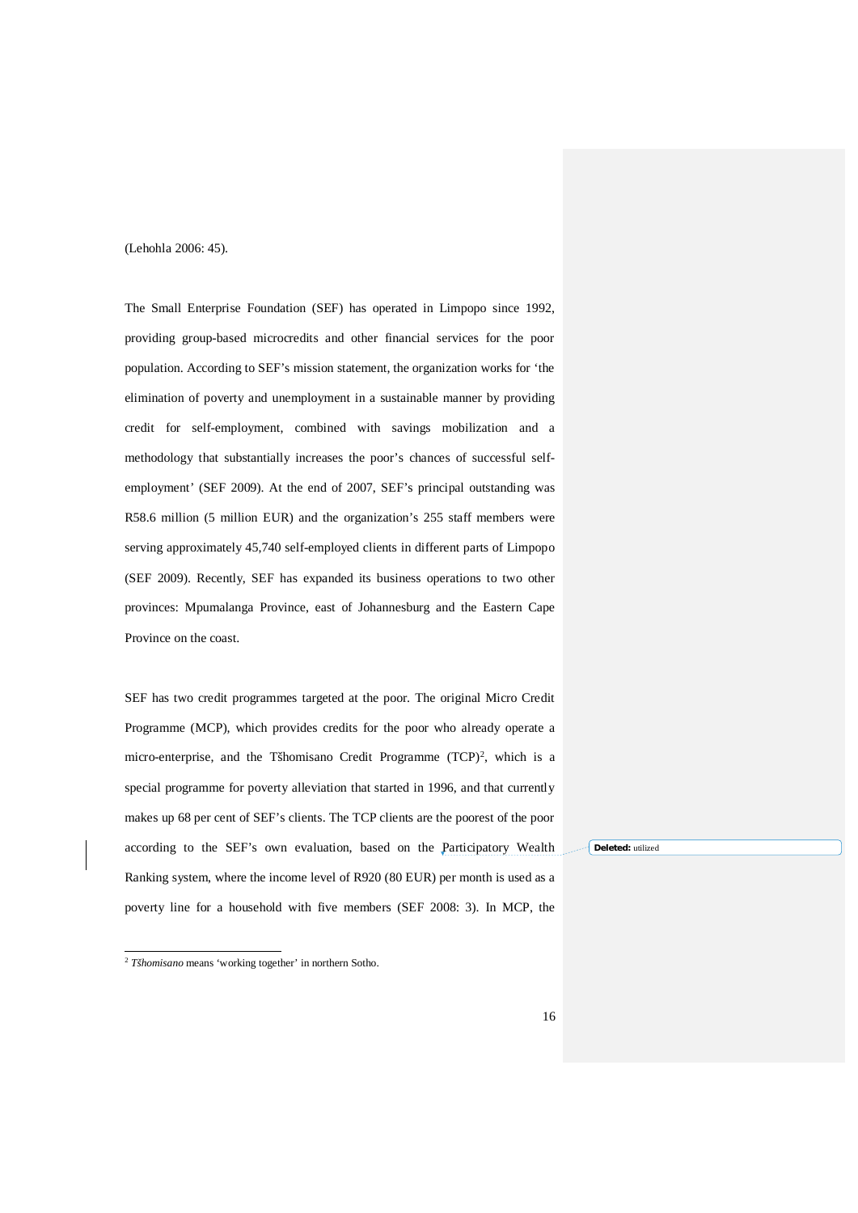(Lehohla 2006: 45).

The Small Enterprise Foundation (SEF) has operated in Limpopo since 1992, providing group-based microcredits and other financial services for the poor population. According to SEF's mission statement, the organization works for 'the elimination of poverty and unemployment in a sustainable manner by providing credit for self-employment, combined with savings mobilization and a methodology that substantially increases the poor's chances of successful self-employment' (SEF 2009). At the end of 2007, SEF's principal outstanding was R58.6 million (5 million EUR) and the organization's 255 staff members were serving approximately 45,740 self-employed clients in different parts of Limpopo (SEF 2009). Recently, SEF has expanded its business operations to two other provinces: Mpumalanga Province, east of Johannesburg and the Eastern Cape Province on the coast.

SEF has two credit programmes targeted at the poor. The original Micro Credit Programme (MCP), which provides credits for the poor who already operate a micro-enterprise, and the Tšhomisano Credit Programme (TCP)[2], which is a special programme for poverty alleviation that started in 1996, and that currently makes up 68 per cent of SEF's clients. The TCP clients are the poorest of the poor according to the SEF's own evaluation, based on the Participatory Wealth Ranking system, where the income level of R920 (80 EUR) per month is used as a poverty line for a household with five members (SEF 2008: 3). In MCP, the

[2] *Tšhomisano* means 'working together' in northern Sotho.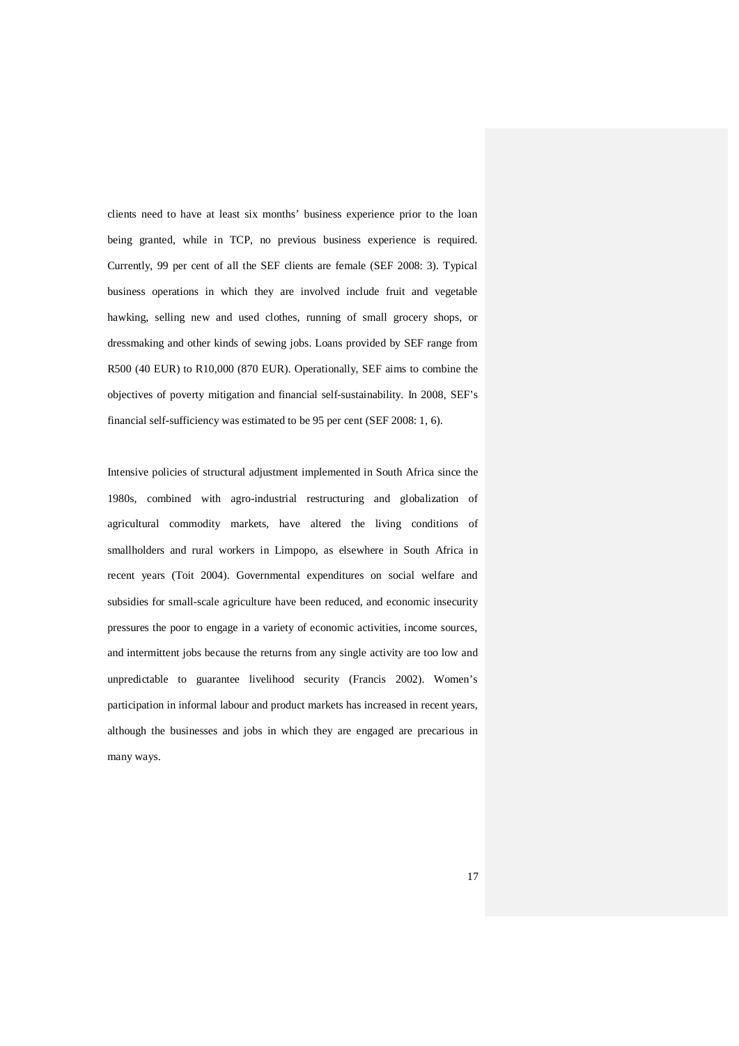clients need to have at least six months' business experience prior to the loan being granted, while in TCP, no previous business experience is required. Currently, 99 per cent of all the SEF clients are female (SEF 2008: 3). Typical business operations in which they are involved include fruit and vegetable hawking, selling new and used clothes, running of small grocery shops, or dressmaking and other kinds of sewing jobs. Loans provided by SEF range from R500 (40 EUR) to R10,000 (870 EUR). Operationally, SEF aims to combine the objectives of poverty mitigation and financial self-sustainability. In 2008, SEF's financial self-sufficiency was estimated to be 95 per cent (SEF 2008: 1, 6).

Intensive policies of structural adjustment implemented in South Africa since the 1980s, combined with agro-industrial restructuring and globalization of agricultural commodity markets, have altered the living conditions of smallholders and rural workers in Limpopo, as elsewhere in South Africa in recent years (Toit 2004). Governmental expenditures on social welfare and subsidies for small-scale agriculture have been reduced, and economic insecurity pressures the poor to engage in a variety of economic activities, income sources, and intermittent jobs because the returns from any single activity are too low and unpredictable to guarantee livelihood security (Francis 2002). Women's participation in informal labour and product markets has increased in recent years, although the businesses and jobs in which they are engaged are precarious in many ways.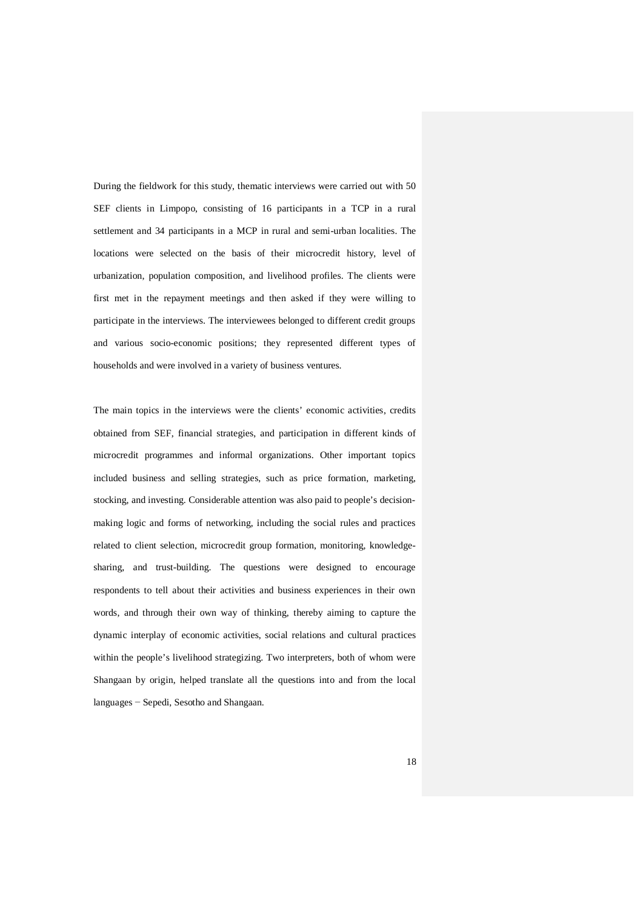During the fieldwork for this study, thematic interviews were carried out with 50 SEF clients in Limpopo, consisting of 16 participants in a TCP in a rural settlement and 34 participants in a MCP in rural and semi-urban localities. The locations were selected on the basis of their microcredit history, level of urbanization, population composition, and livelihood profiles. The clients were first met in the repayment meetings and then asked if they were willing to participate in the interviews. The interviewees belonged to different credit groups and various socio-economic positions; they represented different types of households and were involved in a variety of business ventures.

The main topics in the interviews were the clients' economic activities, credits obtained from SEF, financial strategies, and participation in different kinds of microcredit programmes and informal organizations. Other important topics included business and selling strategies, such as price formation, marketing, stocking, and investing. Considerable attention was also paid to people's decision-making logic and forms of networking, including the social rules and practices related to client selection, microcredit group formation, monitoring, knowledge-sharing, and trust-building. The questions were designed to encourage respondents to tell about their activities and business experiences in their own words, and through their own way of thinking, thereby aiming to capture the dynamic interplay of economic activities, social relations and cultural practices within the people's livelihood strategizing. Two interpreters, both of whom were Shangaan by origin, helped translate all the questions into and from the local languages − Sepedi, Sesotho and Shangaan.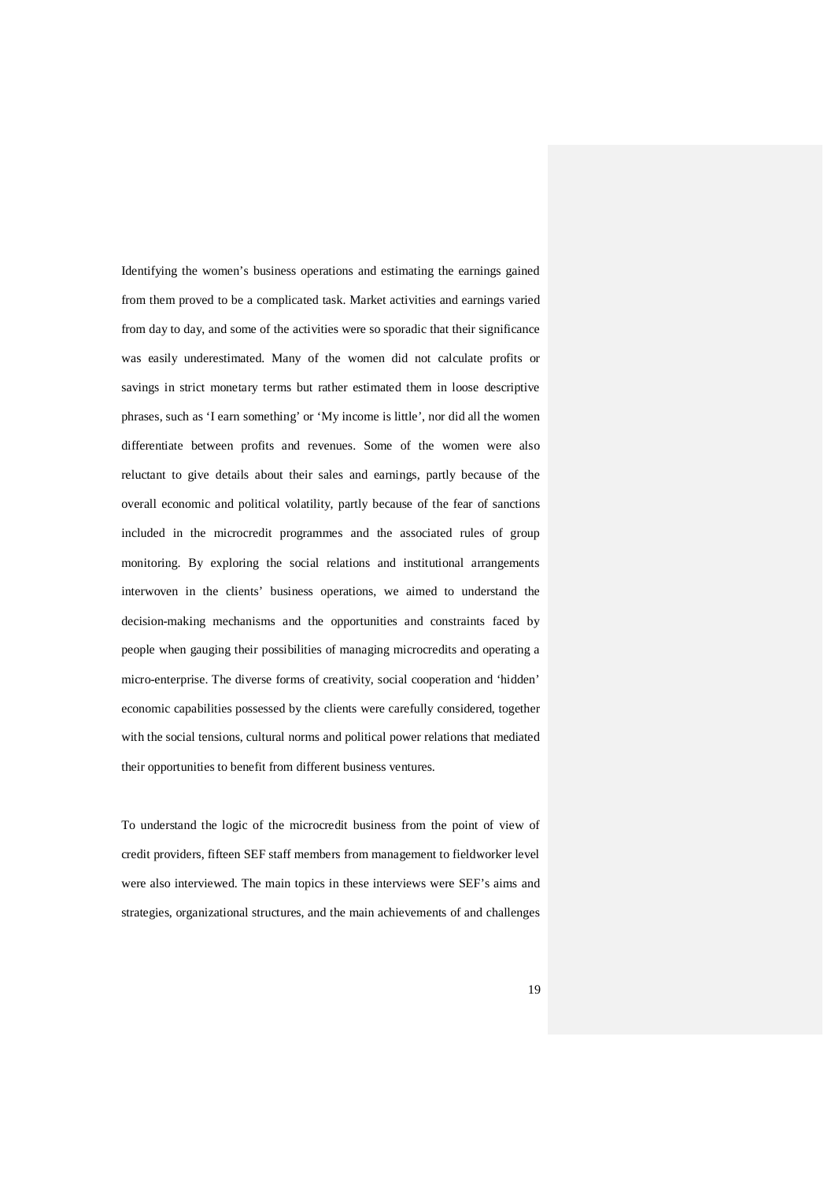Identifying the women's business operations and estimating the earnings gained from them proved to be a complicated task. Market activities and earnings varied from day to day, and some of the activities were so sporadic that their significance was easily underestimated. Many of the women did not calculate profits or savings in strict monetary terms but rather estimated them in loose descriptive phrases, such as 'I earn something' or 'My income is little', nor did all the women differentiate between profits and revenues. Some of the women were also reluctant to give details about their sales and earnings, partly because of the overall economic and political volatility, partly because of the fear of sanctions included in the microcredit programmes and the associated rules of group monitoring. By exploring the social relations and institutional arrangements interwoven in the clients' business operations, we aimed to understand the decision-making mechanisms and the opportunities and constraints faced by people when gauging their possibilities of managing microcredits and operating a micro-enterprise. The diverse forms of creativity, social cooperation and 'hidden' economic capabilities possessed by the clients were carefully considered, together with the social tensions, cultural norms and political power relations that mediated their opportunities to benefit from different business ventures.

To understand the logic of the microcredit business from the point of view of credit providers, fifteen SEF staff members from management to fieldworker level were also interviewed. The main topics in these interviews were SEF's aims and strategies, organizational structures, and the main achievements of and challenges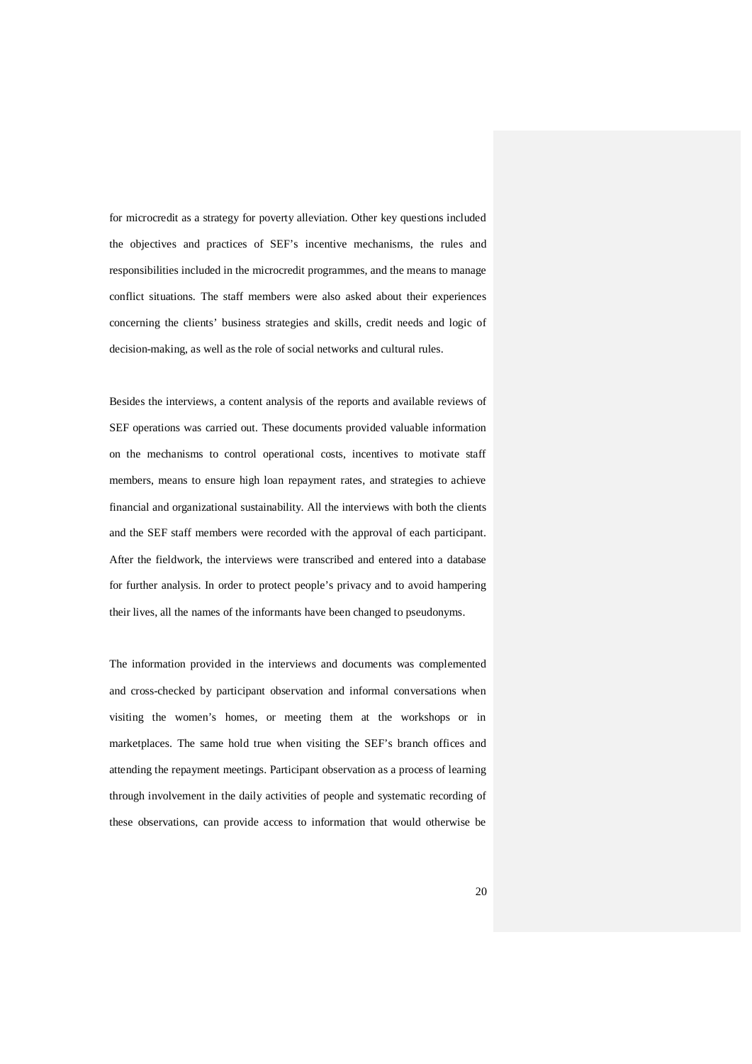for microcredit as a strategy for poverty alleviation. Other key questions included the objectives and practices of SEF's incentive mechanisms, the rules and responsibilities included in the microcredit programmes, and the means to manage conflict situations. The staff members were also asked about their experiences concerning the clients' business strategies and skills, credit needs and logic of decision-making, as well as the role of social networks and cultural rules.

Besides the interviews, a content analysis of the reports and available reviews of SEF operations was carried out. These documents provided valuable information on the mechanisms to control operational costs, incentives to motivate staff members, means to ensure high loan repayment rates, and strategies to achieve financial and organizational sustainability. All the interviews with both the clients and the SEF staff members were recorded with the approval of each participant. After the fieldwork, the interviews were transcribed and entered into a database for further analysis. In order to protect people's privacy and to avoid hampering their lives, all the names of the informants have been changed to pseudonyms.

The information provided in the interviews and documents was complemented and cross-checked by participant observation and informal conversations when visiting the women's homes, or meeting them at the workshops or in marketplaces. The same hold true when visiting the SEF's branch offices and attending the repayment meetings. Participant observation as a process of learning through involvement in the daily activities of people and systematic recording of these observations, can provide access to information that would otherwise be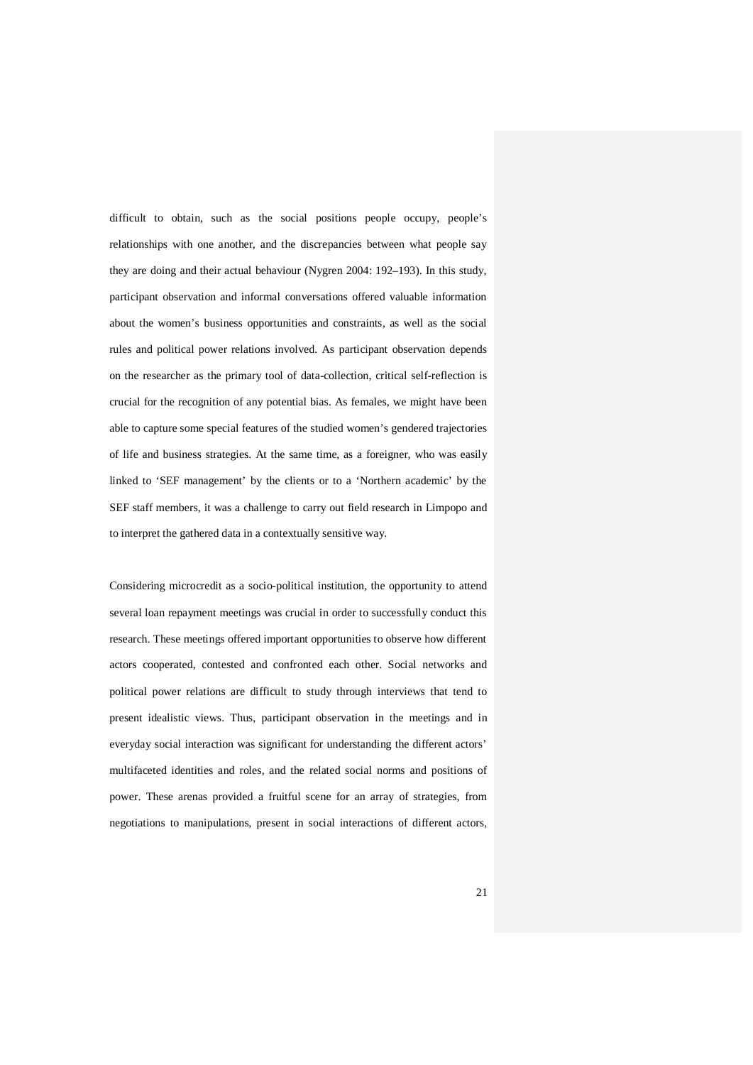difficult to obtain, such as the social positions people occupy, people's relationships with one another, and the discrepancies between what people say they are doing and their actual behaviour (Nygren 2004: 192–193). In this study, participant observation and informal conversations offered valuable information about the women's business opportunities and constraints, as well as the social rules and political power relations involved. As participant observation depends on the researcher as the primary tool of data-collection, critical self-reflection is crucial for the recognition of any potential bias. As females, we might have been able to capture some special features of the studied women's gendered trajectories of life and business strategies. At the same time, as a foreigner, who was easily linked to 'SEF management' by the clients or to a 'Northern academic' by the SEF staff members, it was a challenge to carry out field research in Limpopo and to interpret the gathered data in a contextually sensitive way.

Considering microcredit as a socio-political institution, the opportunity to attend several loan repayment meetings was crucial in order to successfully conduct this research. These meetings offered important opportunities to observe how different actors cooperated, contested and confronted each other. Social networks and political power relations are difficult to study through interviews that tend to present idealistic views. Thus, participant observation in the meetings and in everyday social interaction was significant for understanding the different actors' multifaceted identities and roles, and the related social norms and positions of power. These arenas provided a fruitful scene for an array of strategies, from negotiations to manipulations, present in social interactions of different actors,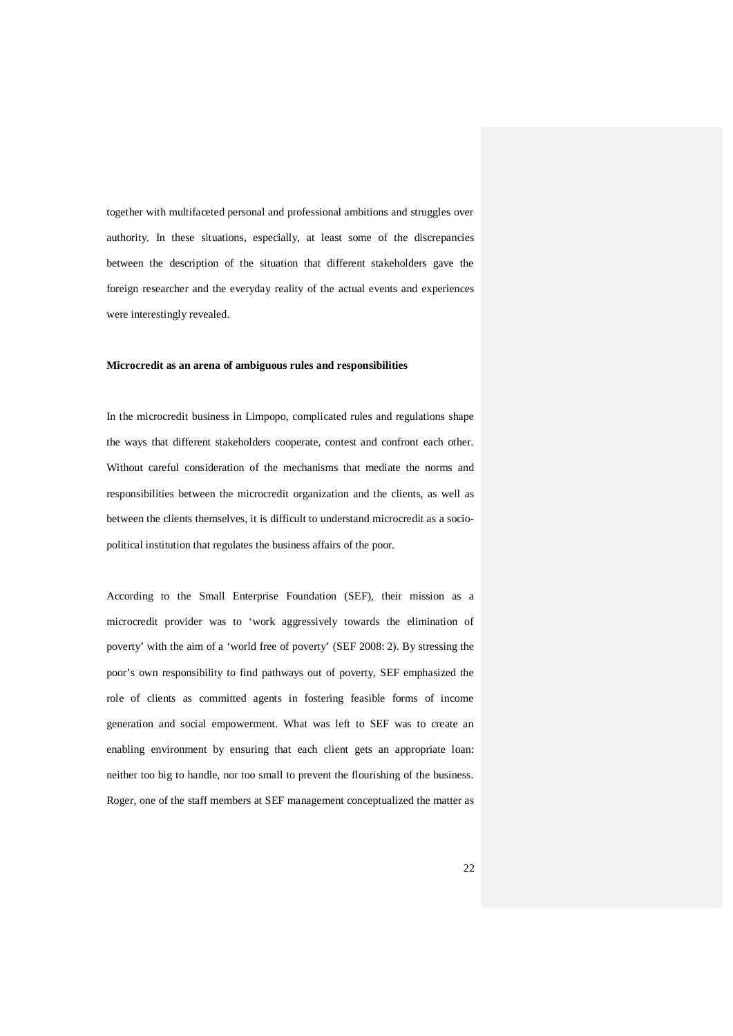together with multifaceted personal and professional ambitions and struggles over authority. In these situations, especially, at least some of the discrepancies between the description of the situation that different stakeholders gave the foreign researcher and the everyday reality of the actual events and experiences were interestingly revealed.

**Microcredit as an arena of ambiguous rules and responsibilities**

In the microcredit business in Limpopo, complicated rules and regulations shape the ways that different stakeholders cooperate, contest and confront each other. Without careful consideration of the mechanisms that mediate the norms and responsibilities between the microcredit organization and the clients, as well as between the clients themselves, it is difficult to understand microcredit as a socio-political institution that regulates the business affairs of the poor.

According to the Small Enterprise Foundation (SEF), their mission as a microcredit provider was to 'work aggressively towards the elimination of poverty' with the aim of a 'world free of poverty' (SEF 2008: 2). By stressing the poor's own responsibility to find pathways out of poverty, SEF emphasized the role of clients as committed agents in fostering feasible forms of income generation and social empowerment. What was left to SEF was to create an enabling environment by ensuring that each client gets an appropriate loan: neither too big to handle, nor too small to prevent the flourishing of the business. Roger, one of the staff members at SEF management conceptualized the matter as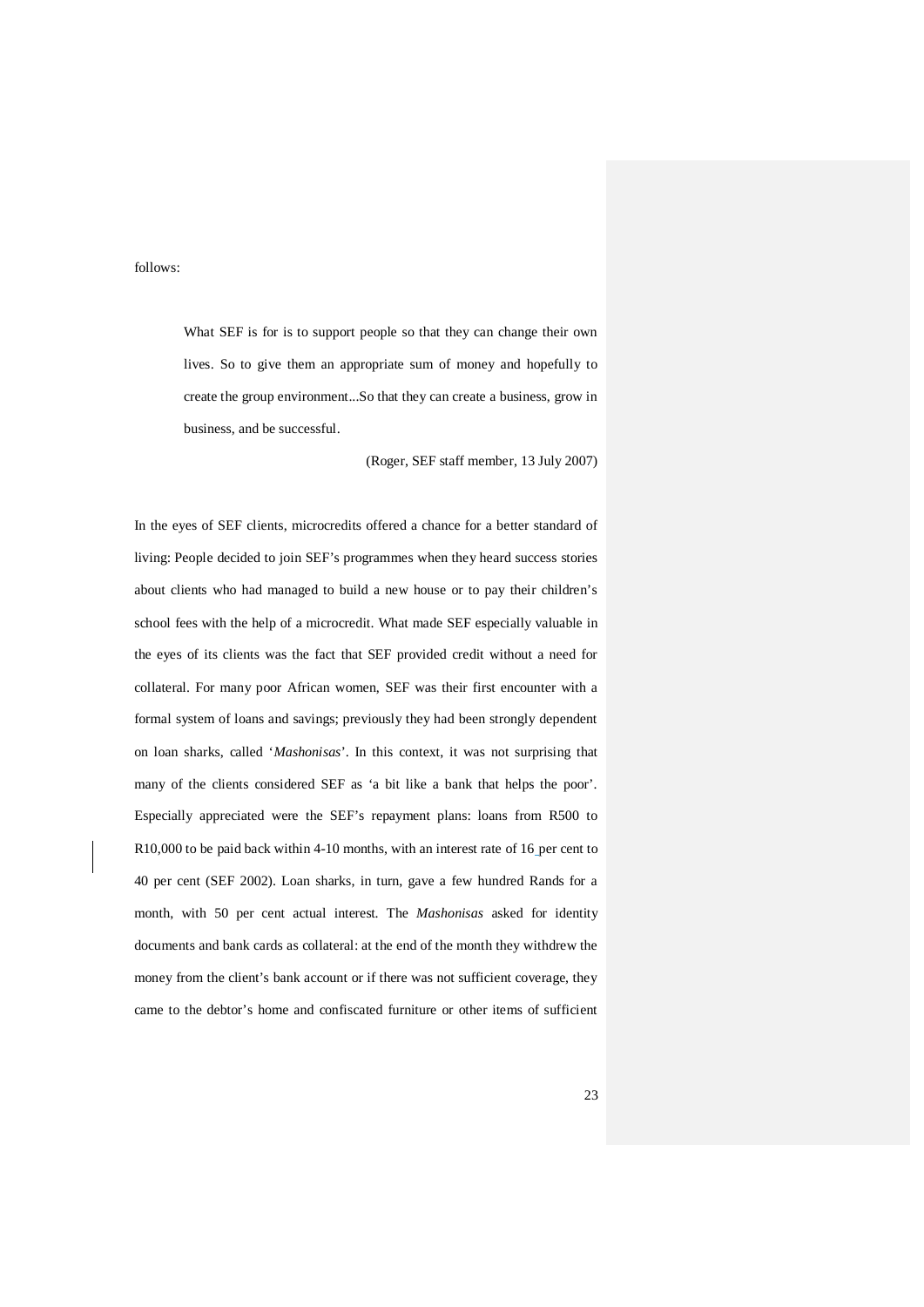follows:

> What SEF is for is to support people so that they can change their own lives. So to give them an appropriate sum of money and hopefully to create the group environment...So that they can create a business, grow in business, and be successful.
>
> (Roger, SEF staff member, 13 July 2007)

In the eyes of SEF clients, microcredits offered a chance for a better standard of living: People decided to join SEF's programmes when they heard success stories about clients who had managed to build a new house or to pay their children's school fees with the help of a microcredit. What made SEF especially valuable in the eyes of its clients was the fact that SEF provided credit without a need for collateral. For many poor African women, SEF was their first encounter with a formal system of loans and savings; previously they had been strongly dependent on loan sharks, called '*Mashonisas*'. In this context, it was not surprising that many of the clients considered SEF as 'a bit like a bank that helps the poor'. Especially appreciated were the SEF's repayment plans: loans from R500 to R10,000 to be paid back within 4-10 months, with an interest rate of 16 per cent to 40 per cent (SEF 2002). Loan sharks, in turn, gave a few hundred Rands for a month, with 50 per cent actual interest. The *Mashonisas* asked for identity documents and bank cards as collateral: at the end of the month they withdrew the money from the client's bank account or if there was not sufficient coverage, they came to the debtor's home and confiscated furniture or other items of sufficient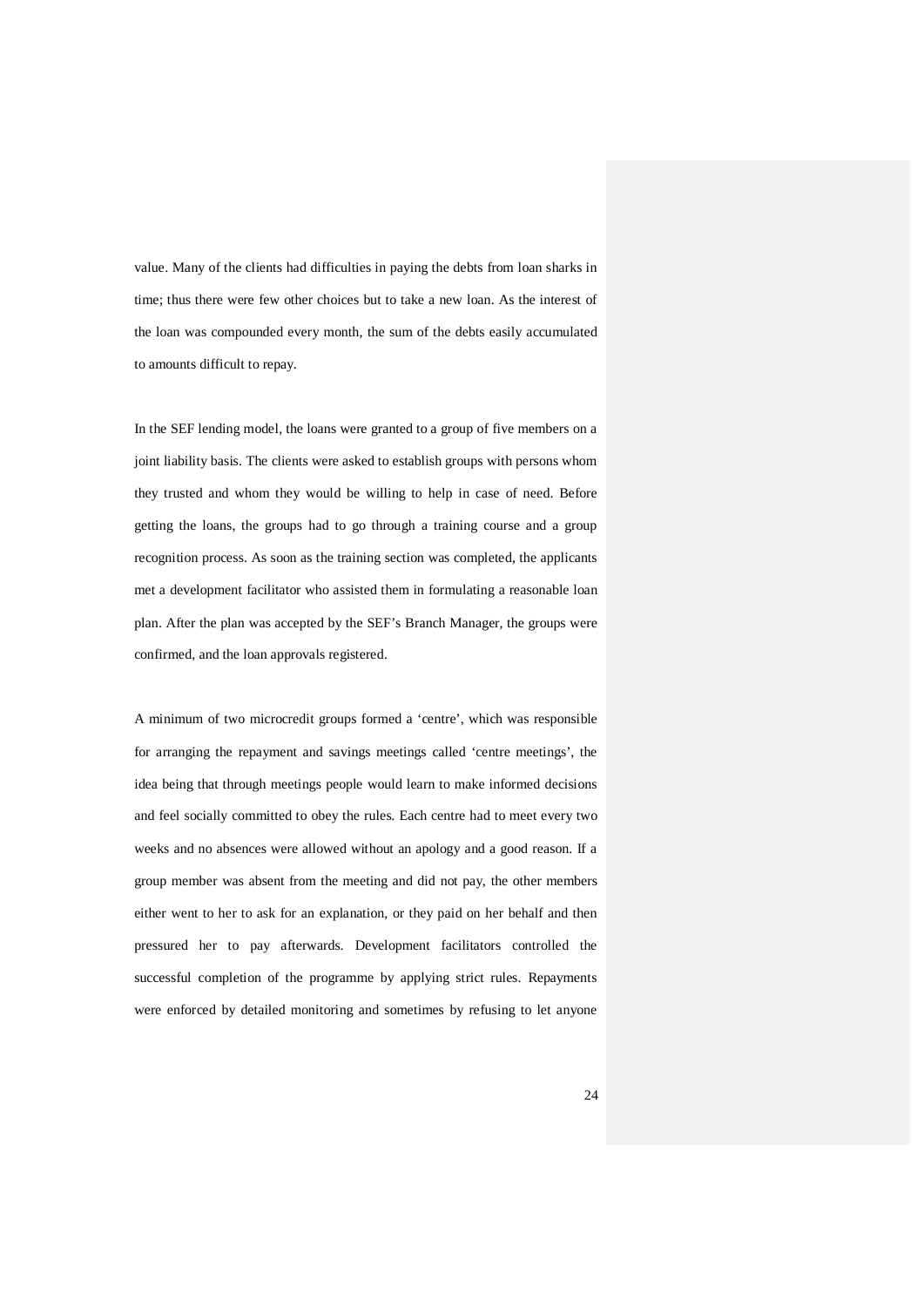value. Many of the clients had difficulties in paying the debts from loan sharks in time; thus there were few other choices but to take a new loan. As the interest of the loan was compounded every month, the sum of the debts easily accumulated to amounts difficult to repay.

In the SEF lending model, the loans were granted to a group of five members on a joint liability basis. The clients were asked to establish groups with persons whom they trusted and whom they would be willing to help in case of need. Before getting the loans, the groups had to go through a training course and a group recognition process. As soon as the training section was completed, the applicants met a development facilitator who assisted them in formulating a reasonable loan plan. After the plan was accepted by the SEF's Branch Manager, the groups were confirmed, and the loan approvals registered.

A minimum of two microcredit groups formed a 'centre', which was responsible for arranging the repayment and savings meetings called 'centre meetings', the idea being that through meetings people would learn to make informed decisions and feel socially committed to obey the rules. Each centre had to meet every two weeks and no absences were allowed without an apology and a good reason. If a group member was absent from the meeting and did not pay, the other members either went to her to ask for an explanation, or they paid on her behalf and then pressured her to pay afterwards. Development facilitators controlled the successful completion of the programme by applying strict rules. Repayments were enforced by detailed monitoring and sometimes by refusing to let anyone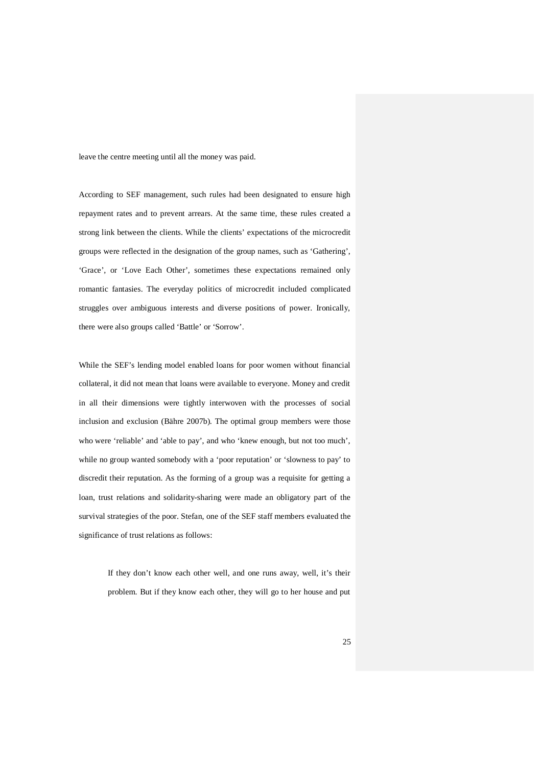leave the centre meeting until all the money was paid.

According to SEF management, such rules had been designated to ensure high repayment rates and to prevent arrears. At the same time, these rules created a strong link between the clients. While the clients' expectations of the microcredit groups were reflected in the designation of the group names, such as 'Gathering', 'Grace', or 'Love Each Other', sometimes these expectations remained only romantic fantasies. The everyday politics of microcredit included complicated struggles over ambiguous interests and diverse positions of power. Ironically, there were also groups called 'Battle' or 'Sorrow'.

While the SEF's lending model enabled loans for poor women without financial collateral, it did not mean that loans were available to everyone. Money and credit in all their dimensions were tightly interwoven with the processes of social inclusion and exclusion (Bähre 2007b). The optimal group members were those who were 'reliable' and 'able to pay', and who 'knew enough, but not too much', while no group wanted somebody with a 'poor reputation' or 'slowness to pay' to discredit their reputation. As the forming of a group was a requisite for getting a loan, trust relations and solidarity-sharing were made an obligatory part of the survival strategies of the poor. Stefan, one of the SEF staff members evaluated the significance of trust relations as follows:

> If they don't know each other well, and one runs away, well, it's their problem. But if they know each other, they will go to her house and put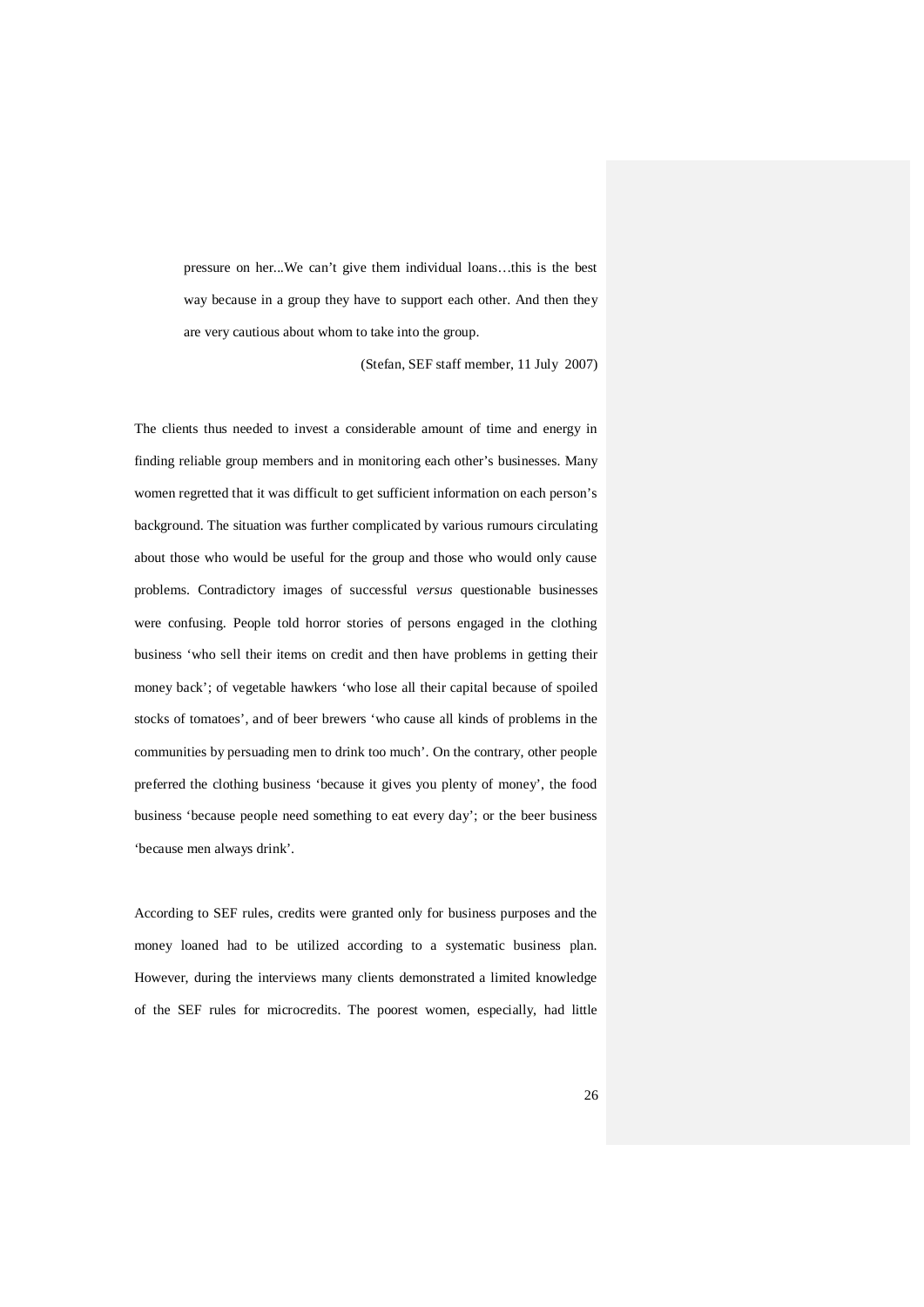> pressure on her...We can't give them individual loans…this is the best way because in a group they have to support each other. And then they are very cautious about whom to take into the group.
>
> (Stefan, SEF staff member, 11 July 2007)

The clients thus needed to invest a considerable amount of time and energy in finding reliable group members and in monitoring each other's businesses. Many women regretted that it was difficult to get sufficient information on each person's background. The situation was further complicated by various rumours circulating about those who would be useful for the group and those who would only cause problems. Contradictory images of successful *versus* questionable businesses were confusing. People told horror stories of persons engaged in the clothing business 'who sell their items on credit and then have problems in getting their money back'; of vegetable hawkers 'who lose all their capital because of spoiled stocks of tomatoes', and of beer brewers 'who cause all kinds of problems in the communities by persuading men to drink too much'. On the contrary, other people preferred the clothing business 'because it gives you plenty of money', the food business 'because people need something to eat every day'; or the beer business 'because men always drink'.

According to SEF rules, credits were granted only for business purposes and the money loaned had to be utilized according to a systematic business plan. However, during the interviews many clients demonstrated a limited knowledge of the SEF rules for microcredits. The poorest women, especially, had little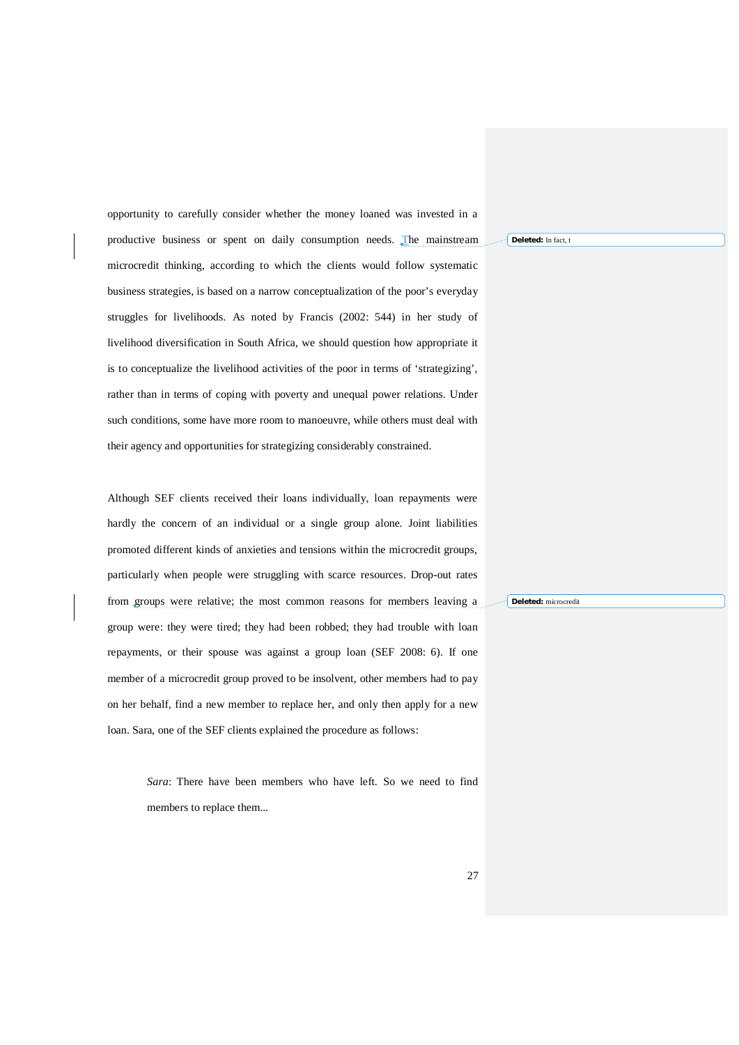opportunity to carefully consider whether the money loaned was invested in a productive business or spent on daily consumption needs. The mainstream microcredit thinking, according to which the clients would follow systematic business strategies, is based on a narrow conceptualization of the poor's everyday struggles for livelihoods. As noted by Francis (2002: 544) in her study of livelihood diversification in South Africa, we should question how appropriate it is to conceptualize the livelihood activities of the poor in terms of 'strategizing', rather than in terms of coping with poverty and unequal power relations. Under such conditions, some have more room to manoeuvre, while others must deal with their agency and opportunities for strategizing considerably constrained.

Although SEF clients received their loans individually, loan repayments were hardly the concern of an individual or a single group alone. Joint liabilities promoted different kinds of anxieties and tensions within the microcredit groups, particularly when people were struggling with scarce resources. Drop-out rates from groups were relative; the most common reasons for members leaving a group were: they were tired; they had been robbed; they had trouble with loan repayments, or their spouse was against a group loan (SEF 2008: 6). If one member of a microcredit group proved to be insolvent, other members had to pay on her behalf, find a new member to replace her, and only then apply for a new loan. Sara, one of the SEF clients explained the procedure as follows:

> *Sara*: There have been members who have left. So we need to find members to replace them...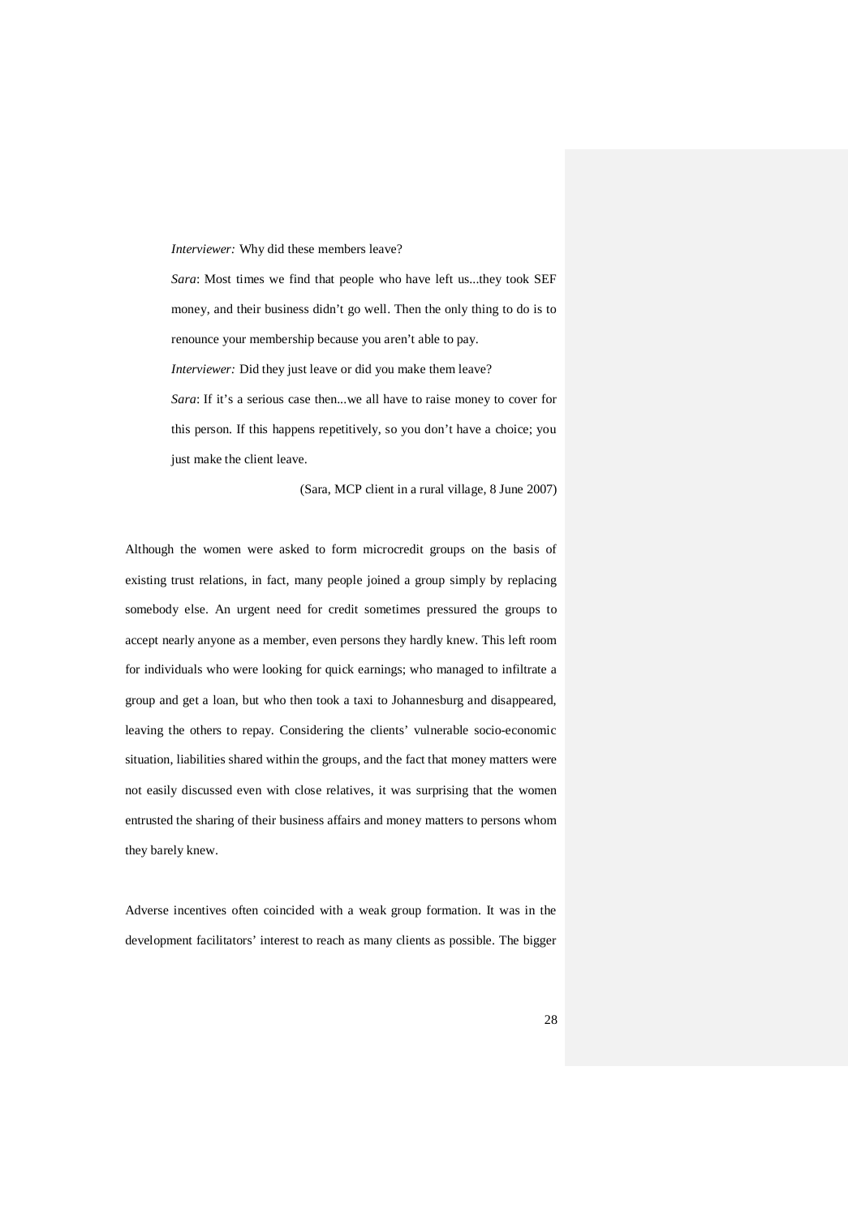> *Interviewer:* Why did these members leave?
>
> *Sara*: Most times we find that people who have left us...they took SEF money, and their business didn't go well. Then the only thing to do is to renounce your membership because you aren't able to pay.
>
> *Interviewer:* Did they just leave or did you make them leave?
>
> *Sara*: If it's a serious case then...we all have to raise money to cover for this person. If this happens repetitively, so you don't have a choice; you just make the client leave.
>
> (Sara, MCP client in a rural village, 8 June 2007)

Although the women were asked to form microcredit groups on the basis of existing trust relations, in fact, many people joined a group simply by replacing somebody else. An urgent need for credit sometimes pressured the groups to accept nearly anyone as a member, even persons they hardly knew. This left room for individuals who were looking for quick earnings; who managed to infiltrate a group and get a loan, but who then took a taxi to Johannesburg and disappeared, leaving the others to repay. Considering the clients' vulnerable socio-economic situation, liabilities shared within the groups, and the fact that money matters were not easily discussed even with close relatives, it was surprising that the women entrusted the sharing of their business affairs and money matters to persons whom they barely knew.

Adverse incentives often coincided with a weak group formation. It was in the development facilitators' interest to reach as many clients as possible. The bigger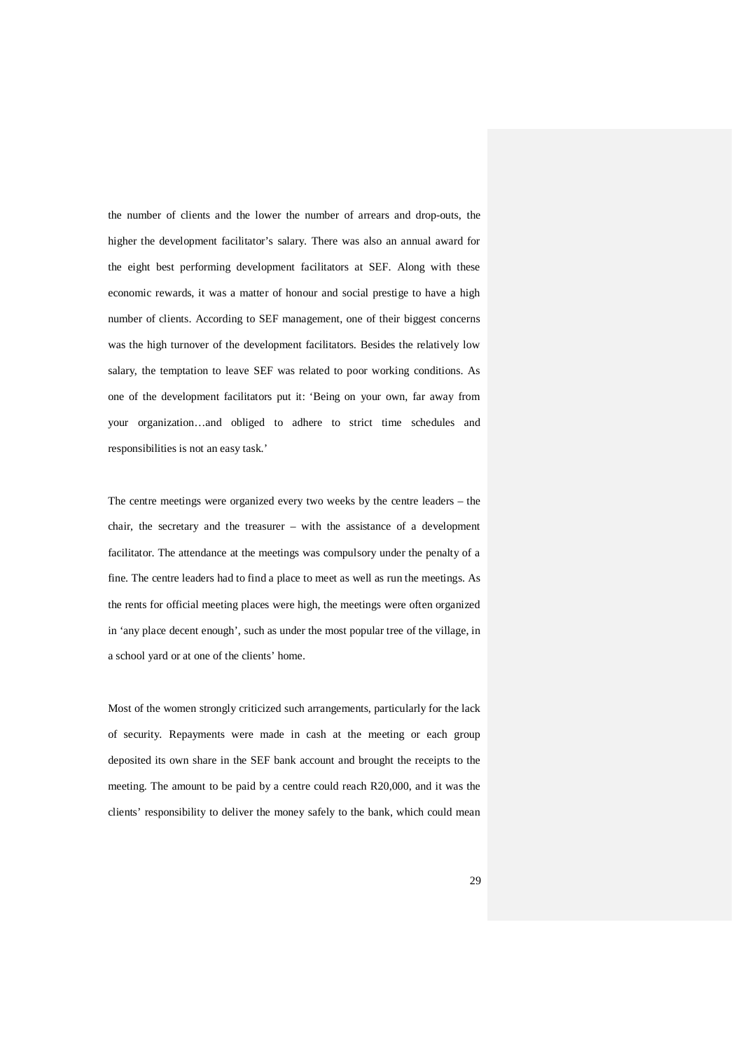the number of clients and the lower the number of arrears and drop-outs, the higher the development facilitator's salary. There was also an annual award for the eight best performing development facilitators at SEF. Along with these economic rewards, it was a matter of honour and social prestige to have a high number of clients. According to SEF management, one of their biggest concerns was the high turnover of the development facilitators. Besides the relatively low salary, the temptation to leave SEF was related to poor working conditions. As one of the development facilitators put it: 'Being on your own, far away from your organization…and obliged to adhere to strict time schedules and responsibilities is not an easy task.'

The centre meetings were organized every two weeks by the centre leaders – the chair, the secretary and the treasurer – with the assistance of a development facilitator. The attendance at the meetings was compulsory under the penalty of a fine. The centre leaders had to find a place to meet as well as run the meetings. As the rents for official meeting places were high, the meetings were often organized in 'any place decent enough', such as under the most popular tree of the village, in a school yard or at one of the clients' home.

Most of the women strongly criticized such arrangements, particularly for the lack of security. Repayments were made in cash at the meeting or each group deposited its own share in the SEF bank account and brought the receipts to the meeting. The amount to be paid by a centre could reach R20,000, and it was the clients' responsibility to deliver the money safely to the bank, which could mean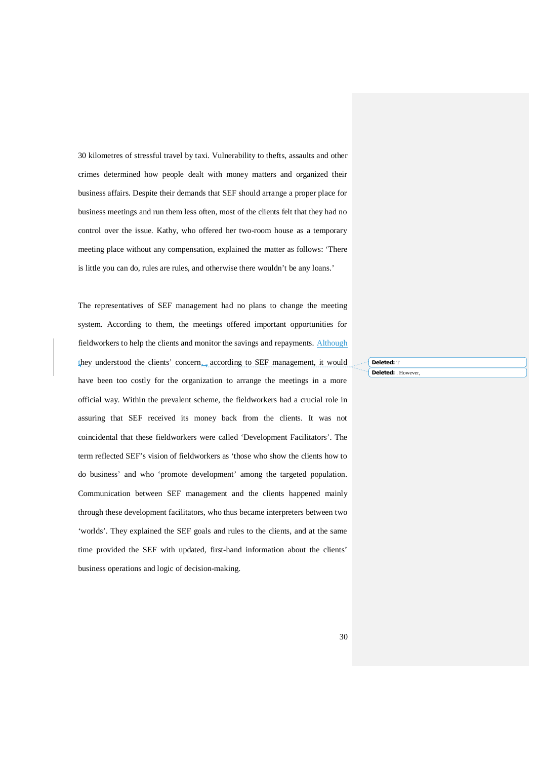30 kilometres of stressful travel by taxi. Vulnerability to thefts, assaults and other crimes determined how people dealt with money matters and organized their business affairs. Despite their demands that SEF should arrange a proper place for business meetings and run them less often, most of the clients felt that they had no control over the issue. Kathy, who offered her two-room house as a temporary meeting place without any compensation, explained the matter as follows: 'There is little you can do, rules are rules, and otherwise there wouldn't be any loans.'

The representatives of SEF management had no plans to change the meeting system. According to them, the meetings offered important opportunities for fieldworkers to help the clients and monitor the savings and repayments. Although they understood the clients' concern, according to SEF management, it would have been too costly for the organization to arrange the meetings in a more official way. Within the prevalent scheme, the fieldworkers had a crucial role in assuring that SEF received its money back from the clients. It was not coincidental that these fieldworkers were called 'Development Facilitators'. The term reflected SEF's vision of fieldworkers as 'those who show the clients how to do business' and who 'promote development' among the targeted population. Communication between SEF management and the clients happened mainly through these development facilitators, who thus became interpreters between two 'worlds'. They explained the SEF goals and rules to the clients, and at the same time provided the SEF with updated, first-hand information about the clients' business operations and logic of decision-making.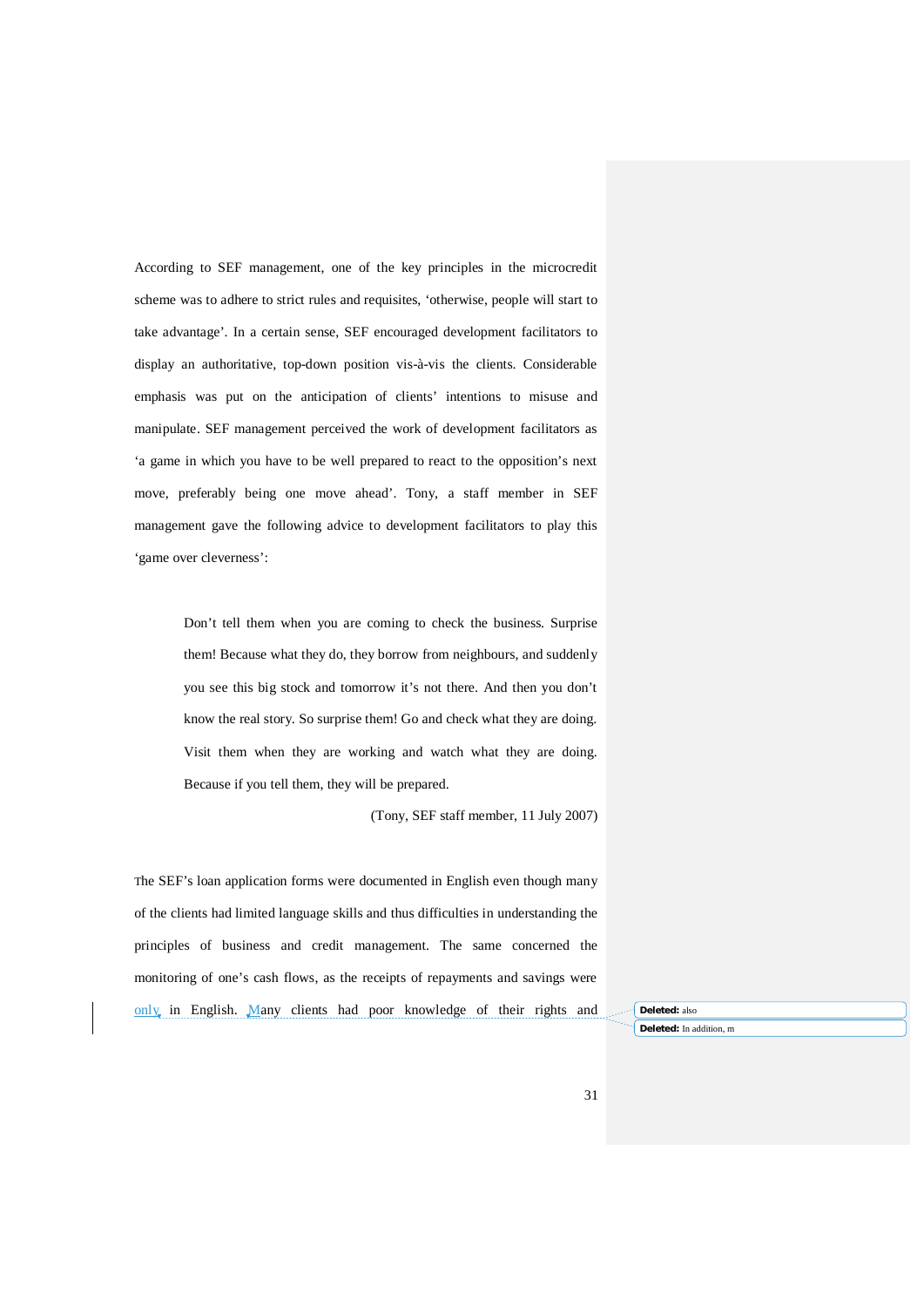According to SEF management, one of the key principles in the microcredit scheme was to adhere to strict rules and requisites, 'otherwise, people will start to take advantage'. In a certain sense, SEF encouraged development facilitators to display an authoritative, top-down position vis-à-vis the clients. Considerable emphasis was put on the anticipation of clients' intentions to misuse and manipulate. SEF management perceived the work of development facilitators as 'a game in which you have to be well prepared to react to the opposition's next move, preferably being one move ahead'. Tony, a staff member in SEF management gave the following advice to development facilitators to play this 'game over cleverness':

> Don't tell them when you are coming to check the business. Surprise them! Because what they do, they borrow from neighbours, and suddenly you see this big stock and tomorrow it's not there. And then you don't know the real story. So surprise them! Go and check what they are doing. Visit them when they are working and watch what they are doing. Because if you tell them, they will be prepared.
>
> (Tony, SEF staff member, 11 July 2007)

The SEF's loan application forms were documented in English even though many of the clients had limited language skills and thus difficulties in understanding the principles of business and credit management. The same concerned the monitoring of one's cash flows, as the receipts of repayments and savings were only in English. Many clients had poor knowledge of their rights and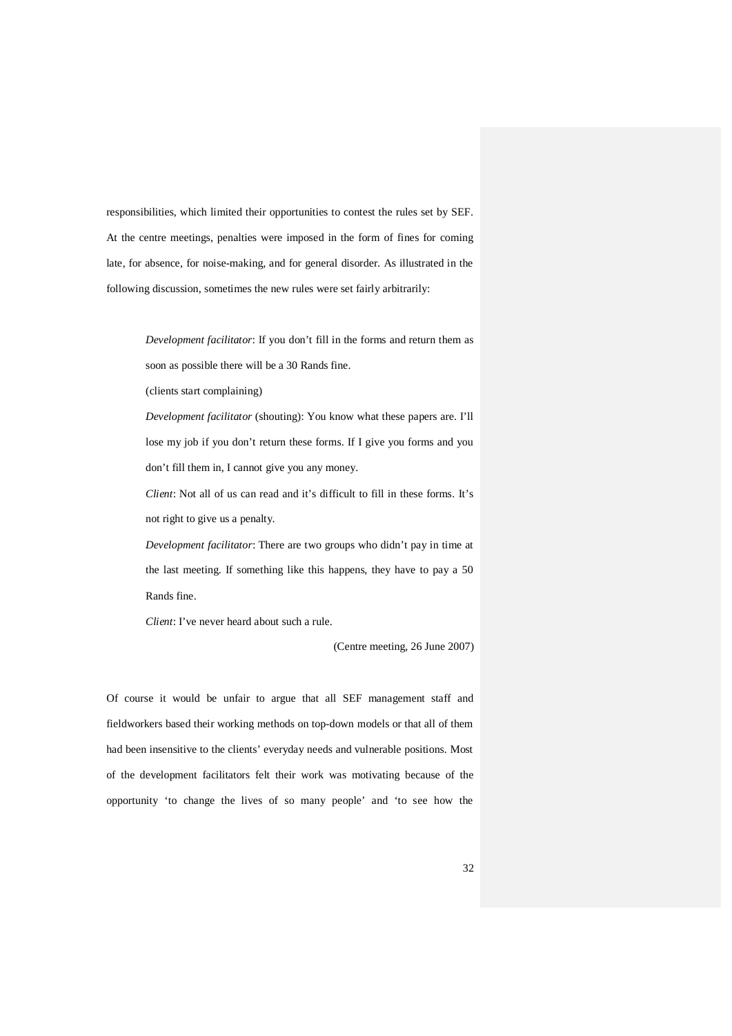responsibilities, which limited their opportunities to contest the rules set by SEF. At the centre meetings, penalties were imposed in the form of fines for coming late, for absence, for noise-making, and for general disorder. As illustrated in the following discussion, sometimes the new rules were set fairly arbitrarily:

> *Development facilitator*: If you don't fill in the forms and return them as soon as possible there will be a 30 Rands fine.
>
> (clients start complaining)
>
> *Development facilitator* (shouting): You know what these papers are. I'll lose my job if you don't return these forms. If I give you forms and you don't fill them in, I cannot give you any money.
>
> *Client*: Not all of us can read and it's difficult to fill in these forms. It's not right to give us a penalty.
>
> *Development facilitator*: There are two groups who didn't pay in time at the last meeting. If something like this happens, they have to pay a 50 Rands fine.
>
> *Client*: I've never heard about such a rule.
>
> (Centre meeting, 26 June 2007)

Of course it would be unfair to argue that all SEF management staff and fieldworkers based their working methods on top-down models or that all of them had been insensitive to the clients' everyday needs and vulnerable positions. Most of the development facilitators felt their work was motivating because of the opportunity 'to change the lives of so many people' and 'to see how the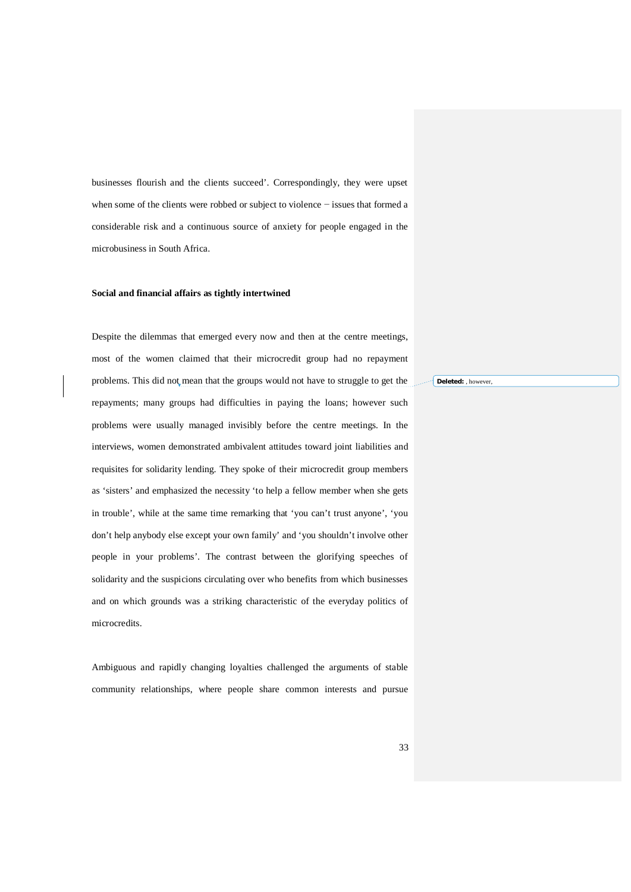businesses flourish and the clients succeed'. Correspondingly, they were upset when some of the clients were robbed or subject to violence − issues that formed a considerable risk and a continuous source of anxiety for people engaged in the microbusiness in South Africa.

**Social and financial affairs as tightly intertwined**

Despite the dilemmas that emerged every now and then at the centre meetings, most of the women claimed that their microcredit group had no repayment problems. This did not mean that the groups would not have to struggle to get the repayments; many groups had difficulties in paying the loans; however such problems were usually managed invisibly before the centre meetings. In the interviews, women demonstrated ambivalent attitudes toward joint liabilities and requisites for solidarity lending. They spoke of their microcredit group members as 'sisters' and emphasized the necessity 'to help a fellow member when she gets in trouble', while at the same time remarking that 'you can't trust anyone', 'you don't help anybody else except your own family' and 'you shouldn't involve other people in your problems'. The contrast between the glorifying speeches of solidarity and the suspicions circulating over who benefits from which businesses and on which grounds was a striking characteristic of the everyday politics of microcredits.

Ambiguous and rapidly changing loyalties challenged the arguments of stable community relationships, where people share common interests and pursue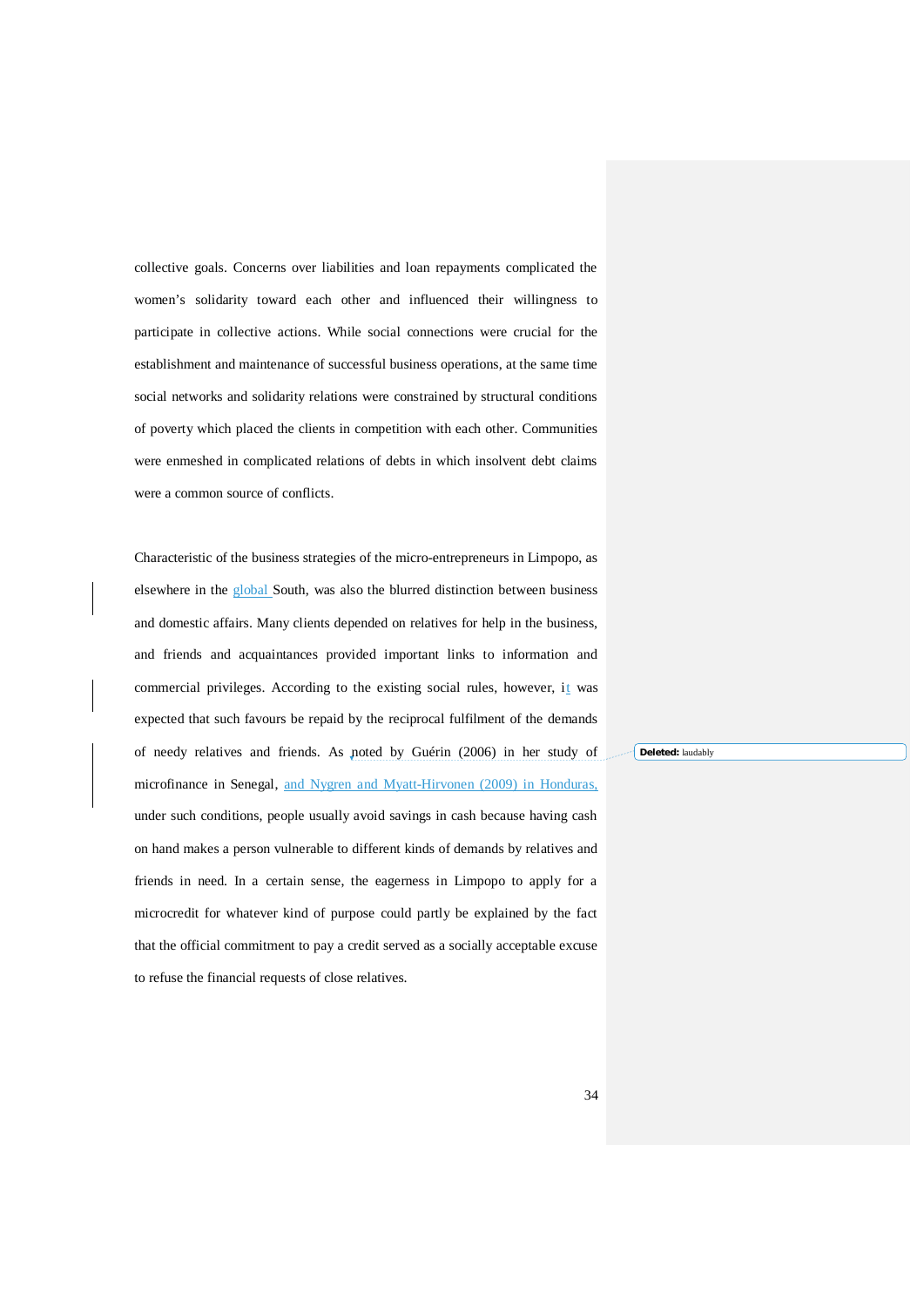collective goals. Concerns over liabilities and loan repayments complicated the women's solidarity toward each other and influenced their willingness to participate in collective actions. While social connections were crucial for the establishment and maintenance of successful business operations, at the same time social networks and solidarity relations were constrained by structural conditions of poverty which placed the clients in competition with each other. Communities were enmeshed in complicated relations of debts in which insolvent debt claims were a common source of conflicts.

Characteristic of the business strategies of the micro-entrepreneurs in Limpopo, as elsewhere in the global South, was also the blurred distinction between business and domestic affairs. Many clients depended on relatives for help in the business, and friends and acquaintances provided important links to information and commercial privileges. According to the existing social rules, however, it was expected that such favours be repaid by the reciprocal fulfilment of the demands of needy relatives and friends. As noted by Guérin (2006) in her study of microfinance in Senegal, and Nygren and Myatt-Hirvonen (2009) in Honduras, under such conditions, people usually avoid savings in cash because having cash on hand makes a person vulnerable to different kinds of demands by relatives and friends in need. In a certain sense, the eagerness in Limpopo to apply for a microcredit for whatever kind of purpose could partly be explained by the fact that the official commitment to pay a credit served as a socially acceptable excuse to refuse the financial requests of close relatives.

**Deleted:** laudably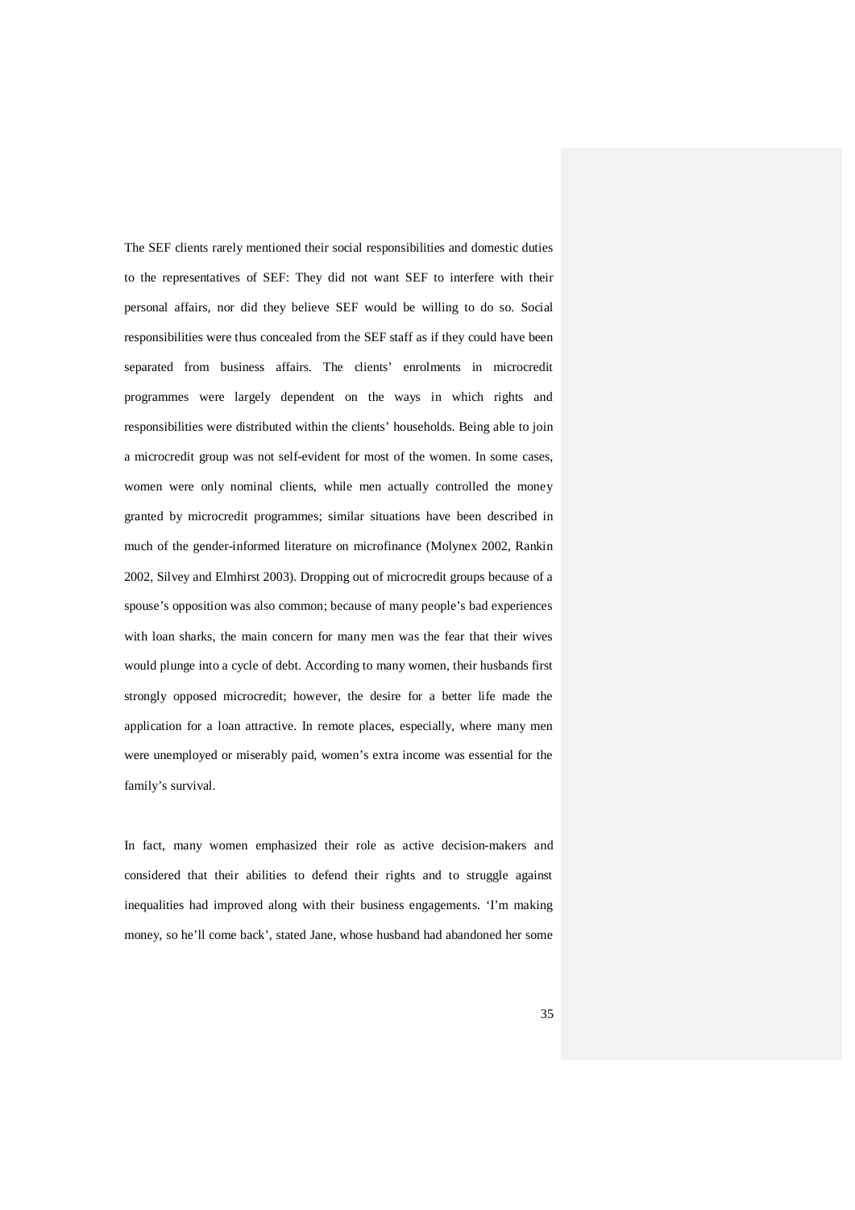The SEF clients rarely mentioned their social responsibilities and domestic duties to the representatives of SEF: They did not want SEF to interfere with their personal affairs, nor did they believe SEF would be willing to do so. Social responsibilities were thus concealed from the SEF staff as if they could have been separated from business affairs. The clients' enrolments in microcredit programmes were largely dependent on the ways in which rights and responsibilities were distributed within the clients' households. Being able to join a microcredit group was not self-evident for most of the women. In some cases, women were only nominal clients, while men actually controlled the money granted by microcredit programmes; similar situations have been described in much of the gender-informed literature on microfinance (Molynex 2002, Rankin 2002, Silvey and Elmhirst 2003). Dropping out of microcredit groups because of a spouse's opposition was also common; because of many people's bad experiences with loan sharks, the main concern for many men was the fear that their wives would plunge into a cycle of debt. According to many women, their husbands first strongly opposed microcredit; however, the desire for a better life made the application for a loan attractive. In remote places, especially, where many men were unemployed or miserably paid, women's extra income was essential for the family's survival.

In fact, many women emphasized their role as active decision-makers and considered that their abilities to defend their rights and to struggle against inequalities had improved along with their business engagements. 'I'm making money, so he'll come back', stated Jane, whose husband had abandoned her some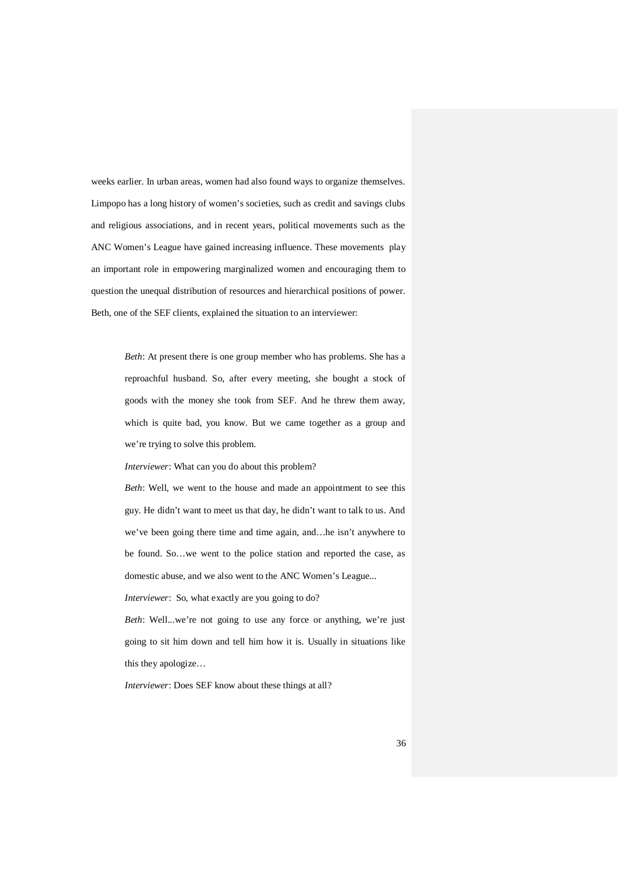weeks earlier. In urban areas, women had also found ways to organize themselves. Limpopo has a long history of women's societies, such as credit and savings clubs and religious associations, and in recent years, political movements such as the ANC Women's League have gained increasing influence. These movements play an important role in empowering marginalized women and encouraging them to question the unequal distribution of resources and hierarchical positions of power. Beth, one of the SEF clients, explained the situation to an interviewer:

> *Beth*: At present there is one group member who has problems. She has a reproachful husband. So, after every meeting, she bought a stock of goods with the money she took from SEF. And he threw them away, which is quite bad, you know. But we came together as a group and we're trying to solve this problem.
>
> *Interviewer*: What can you do about this problem?
>
> *Beth*: Well, we went to the house and made an appointment to see this guy. He didn't want to meet us that day, he didn't want to talk to us. And we've been going there time and time again, and…he isn't anywhere to be found. So…we went to the police station and reported the case, as domestic abuse, and we also went to the ANC Women's League...
>
> *Interviewer*: So, what exactly are you going to do?
>
> *Beth*: Well...we're not going to use any force or anything, we're just going to sit him down and tell him how it is. Usually in situations like this they apologize…
>
> *Interviewer*: Does SEF know about these things at all?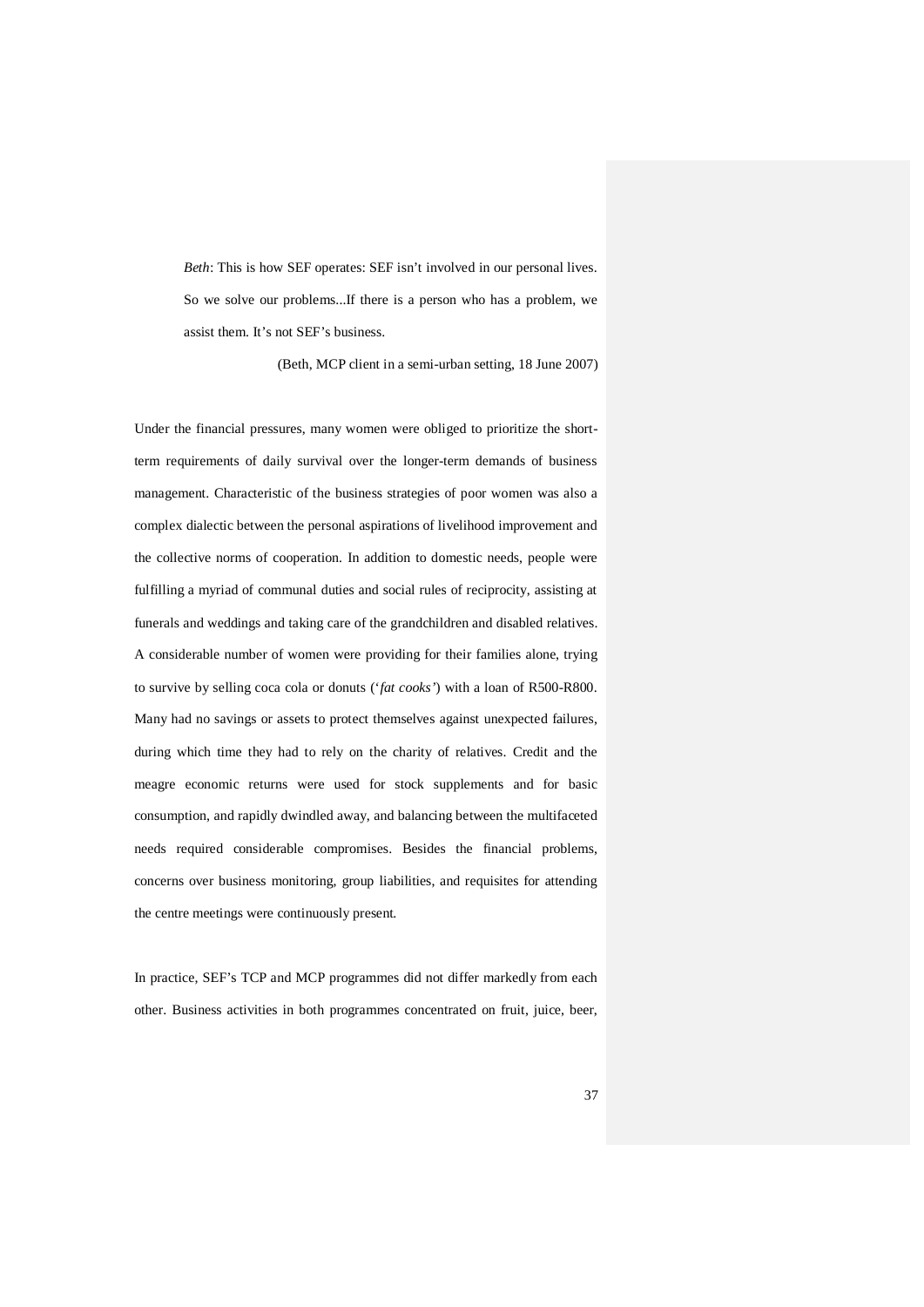> *Beth*: This is how SEF operates: SEF isn't involved in our personal lives. So we solve our problems...If there is a person who has a problem, we assist them. It's not SEF's business.
>
> (Beth, MCP client in a semi-urban setting, 18 June 2007)

Under the financial pressures, many women were obliged to prioritize the short-term requirements of daily survival over the longer-term demands of business management. Characteristic of the business strategies of poor women was also a complex dialectic between the personal aspirations of livelihood improvement and the collective norms of cooperation. In addition to domestic needs, people were fulfilling a myriad of communal duties and social rules of reciprocity, assisting at funerals and weddings and taking care of the grandchildren and disabled relatives. A considerable number of women were providing for their families alone, trying to survive by selling coca cola or donuts ('*fat cooks'*) with a loan of R500-R800. Many had no savings or assets to protect themselves against unexpected failures, during which time they had to rely on the charity of relatives. Credit and the meagre economic returns were used for stock supplements and for basic consumption, and rapidly dwindled away, and balancing between the multifaceted needs required considerable compromises. Besides the financial problems, concerns over business monitoring, group liabilities, and requisites for attending the centre meetings were continuously present.

In practice, SEF's TCP and MCP programmes did not differ markedly from each other. Business activities in both programmes concentrated on fruit, juice, beer,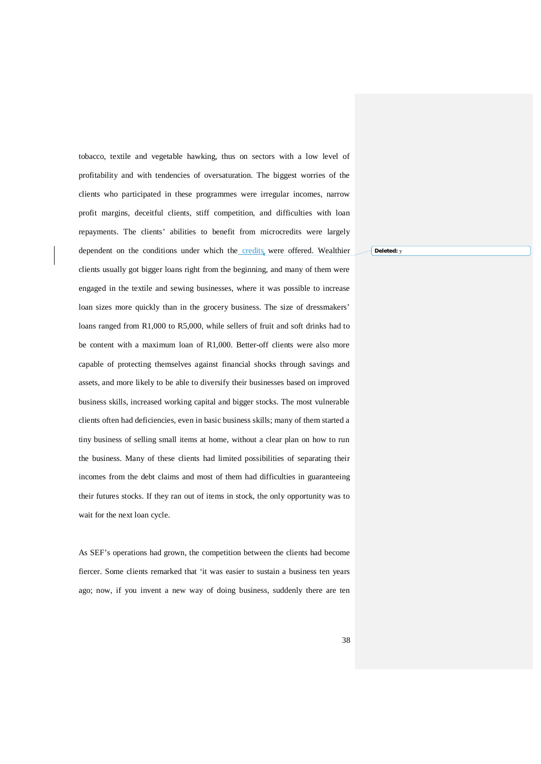tobacco, textile and vegetable hawking, thus on sectors with a low level of profitability and with tendencies of oversaturation. The biggest worries of the clients who participated in these programmes were irregular incomes, narrow profit margins, deceitful clients, stiff competition, and difficulties with loan repayments. The clients' abilities to benefit from microcredits were largely dependent on the conditions under which the credits were offered. Wealthier clients usually got bigger loans right from the beginning, and many of them were engaged in the textile and sewing businesses, where it was possible to increase loan sizes more quickly than in the grocery business. The size of dressmakers' loans ranged from R1,000 to R5,000, while sellers of fruit and soft drinks had to be content with a maximum loan of R1,000. Better-off clients were also more capable of protecting themselves against financial shocks through savings and assets, and more likely to be able to diversify their businesses based on improved business skills, increased working capital and bigger stocks. The most vulnerable clients often had deficiencies, even in basic business skills; many of them started a tiny business of selling small items at home, without a clear plan on how to run the business. Many of these clients had limited possibilities of separating their incomes from the debt claims and most of them had difficulties in guaranteeing their futures stocks. If they ran out of items in stock, the only opportunity was to wait for the next loan cycle.

As SEF's operations had grown, the competition between the clients had become fiercer. Some clients remarked that 'it was easier to sustain a business ten years ago; now, if you invent a new way of doing business, suddenly there are ten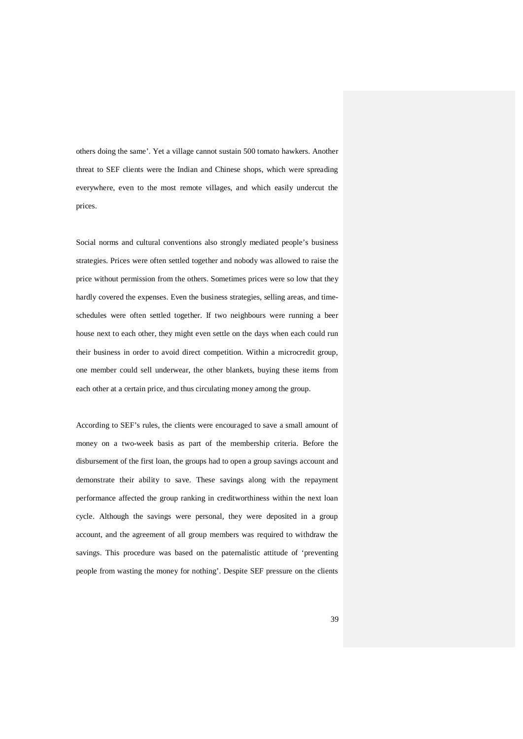others doing the same'. Yet a village cannot sustain 500 tomato hawkers. Another threat to SEF clients were the Indian and Chinese shops, which were spreading everywhere, even to the most remote villages, and which easily undercut the prices.

Social norms and cultural conventions also strongly mediated people's business strategies. Prices were often settled together and nobody was allowed to raise the price without permission from the others. Sometimes prices were so low that they hardly covered the expenses. Even the business strategies, selling areas, and time-schedules were often settled together. If two neighbours were running a beer house next to each other, they might even settle on the days when each could run their business in order to avoid direct competition. Within a microcredit group, one member could sell underwear, the other blankets, buying these items from each other at a certain price, and thus circulating money among the group.

According to SEF's rules, the clients were encouraged to save a small amount of money on a two-week basis as part of the membership criteria. Before the disbursement of the first loan, the groups had to open a group savings account and demonstrate their ability to save. These savings along with the repayment performance affected the group ranking in creditworthiness within the next loan cycle. Although the savings were personal, they were deposited in a group account, and the agreement of all group members was required to withdraw the savings. This procedure was based on the paternalistic attitude of 'preventing people from wasting the money for nothing'. Despite SEF pressure on the clients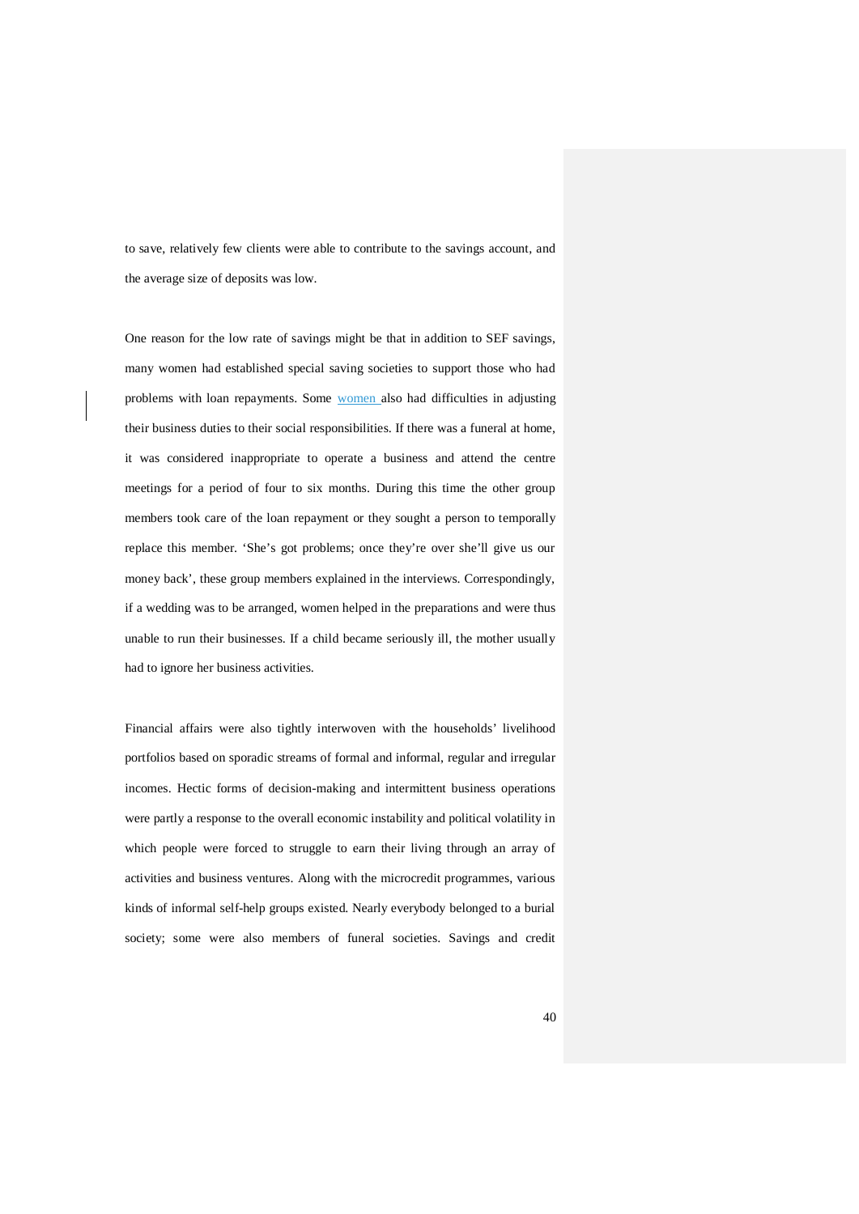to save, relatively few clients were able to contribute to the savings account, and the average size of deposits was low.

One reason for the low rate of savings might be that in addition to SEF savings, many women had established special saving societies to support those who had problems with loan repayments. Some women also had difficulties in adjusting their business duties to their social responsibilities. If there was a funeral at home, it was considered inappropriate to operate a business and attend the centre meetings for a period of four to six months. During this time the other group members took care of the loan repayment or they sought a person to temporally replace this member. 'She's got problems; once they're over she'll give us our money back', these group members explained in the interviews. Correspondingly, if a wedding was to be arranged, women helped in the preparations and were thus unable to run their businesses. If a child became seriously ill, the mother usually had to ignore her business activities.

Financial affairs were also tightly interwoven with the households' livelihood portfolios based on sporadic streams of formal and informal, regular and irregular incomes. Hectic forms of decision-making and intermittent business operations were partly a response to the overall economic instability and political volatility in which people were forced to struggle to earn their living through an array of activities and business ventures. Along with the microcredit programmes, various kinds of informal self-help groups existed. Nearly everybody belonged to a burial society; some were also members of funeral societies. Savings and credit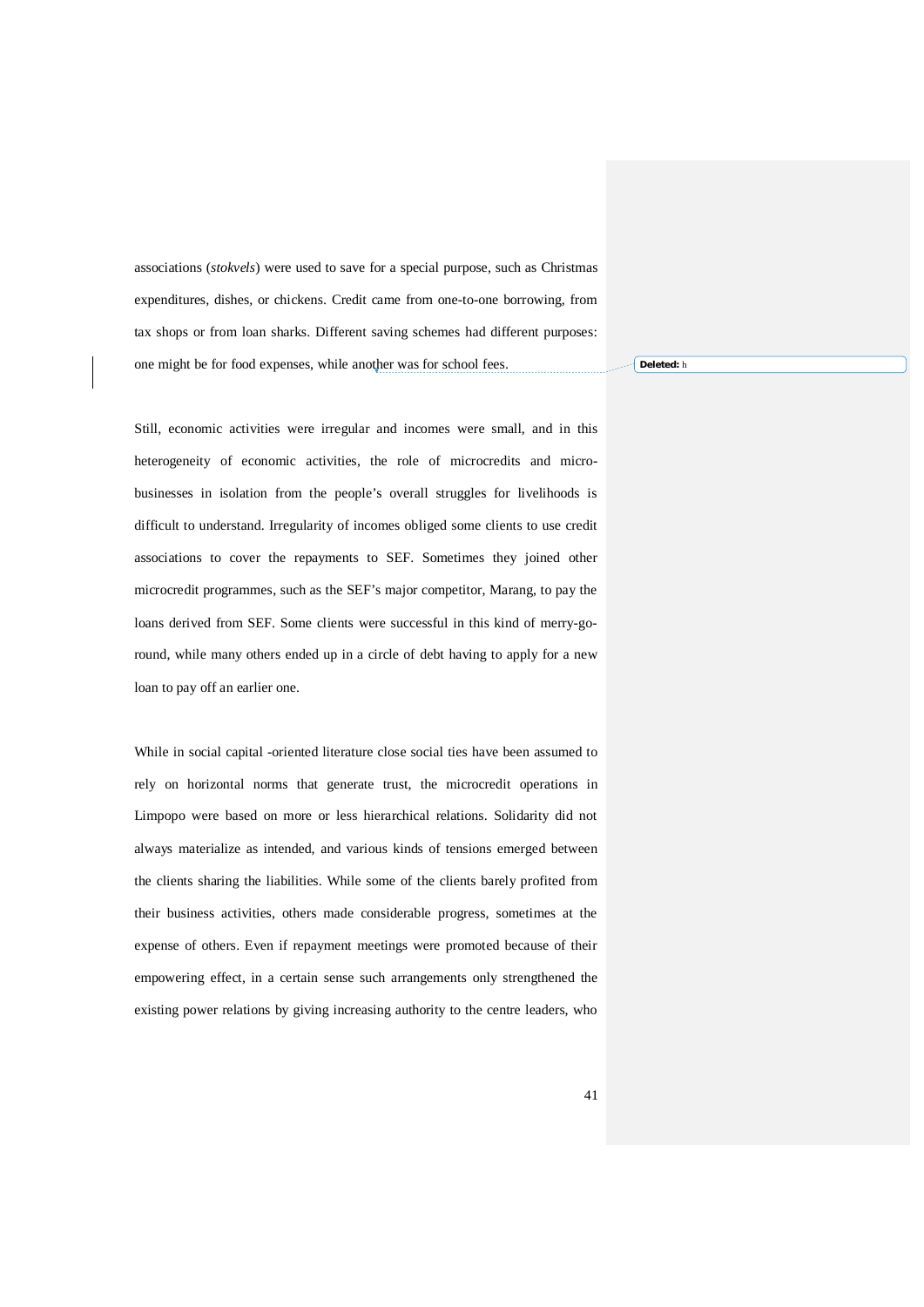associations (*stokvels*) were used to save for a special purpose, such as Christmas expenditures, dishes, or chickens. Credit came from one-to-one borrowing, from tax shops or from loan sharks. Different saving schemes had different purposes: one might be for food expenses, while another was for school fees.

Still, economic activities were irregular and incomes were small, and in this heterogeneity of economic activities, the role of microcredits and micro-businesses in isolation from the people's overall struggles for livelihoods is difficult to understand. Irregularity of incomes obliged some clients to use credit associations to cover the repayments to SEF. Sometimes they joined other microcredit programmes, such as the SEF's major competitor, Marang, to pay the loans derived from SEF. Some clients were successful in this kind of merry-go-round, while many others ended up in a circle of debt having to apply for a new loan to pay off an earlier one.

While in social capital -oriented literature close social ties have been assumed to rely on horizontal norms that generate trust, the microcredit operations in Limpopo were based on more or less hierarchical relations. Solidarity did not always materialize as intended, and various kinds of tensions emerged between the clients sharing the liabilities. While some of the clients barely profited from their business activities, others made considerable progress, sometimes at the expense of others. Even if repayment meetings were promoted because of their empowering effect, in a certain sense such arrangements only strengthened the existing power relations by giving increasing authority to the centre leaders, who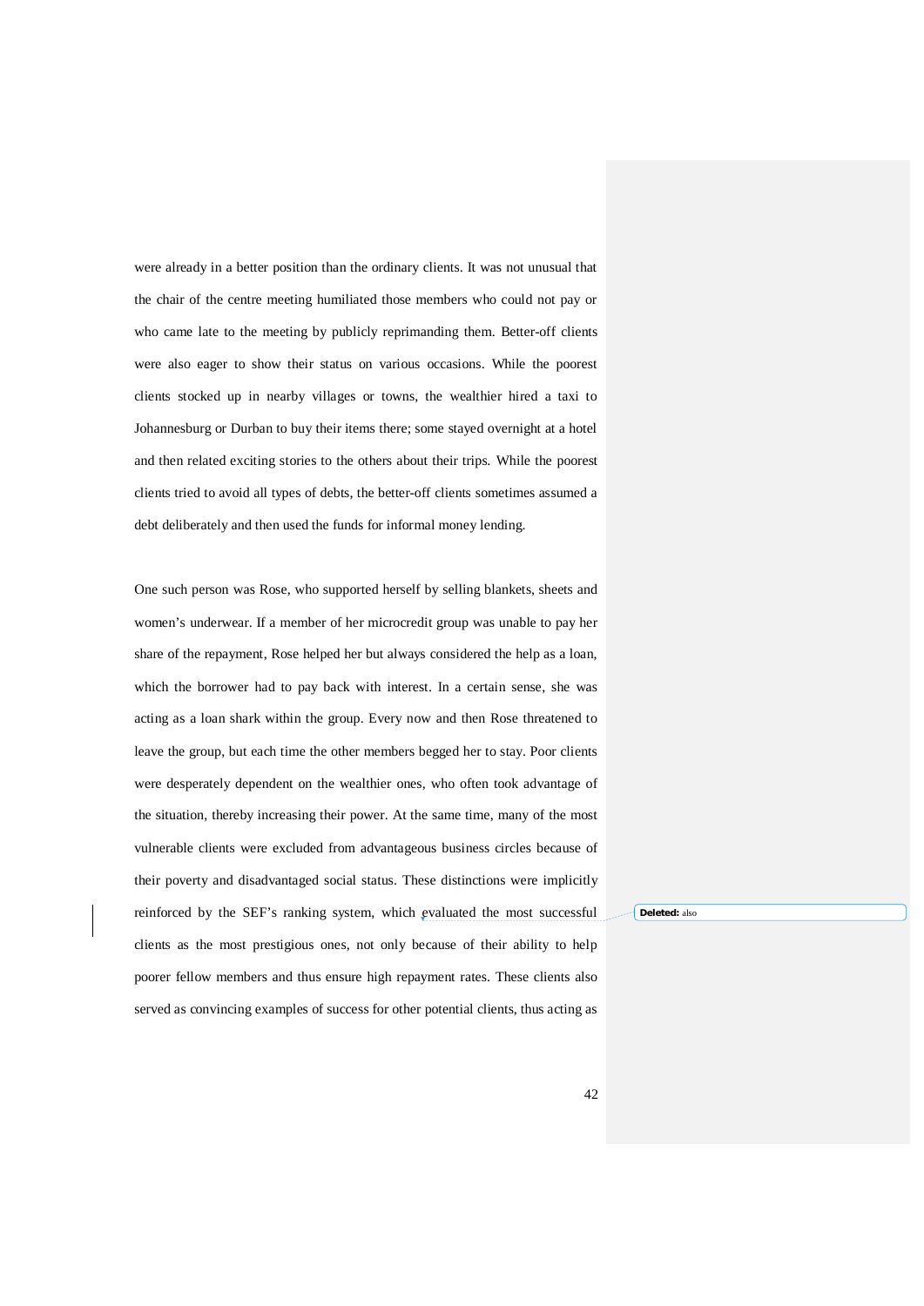were already in a better position than the ordinary clients. It was not unusual that the chair of the centre meeting humiliated those members who could not pay or who came late to the meeting by publicly reprimanding them. Better-off clients were also eager to show their status on various occasions. While the poorest clients stocked up in nearby villages or towns, the wealthier hired a taxi to Johannesburg or Durban to buy their items there; some stayed overnight at a hotel and then related exciting stories to the others about their trips. While the poorest clients tried to avoid all types of debts, the better-off clients sometimes assumed a debt deliberately and then used the funds for informal money lending.

One such person was Rose, who supported herself by selling blankets, sheets and women's underwear. If a member of her microcredit group was unable to pay her share of the repayment, Rose helped her but always considered the help as a loan, which the borrower had to pay back with interest. In a certain sense, she was acting as a loan shark within the group. Every now and then Rose threatened to leave the group, but each time the other members begged her to stay. Poor clients were desperately dependent on the wealthier ones, who often took advantage of the situation, thereby increasing their power. At the same time, many of the most vulnerable clients were excluded from advantageous business circles because of their poverty and disadvantaged social status. These distinctions were implicitly reinforced by the SEF's ranking system, which evaluated the most successful clients as the most prestigious ones, not only because of their ability to help poorer fellow members and thus ensure high repayment rates. These clients also served as convincing examples of success for other potential clients, thus acting as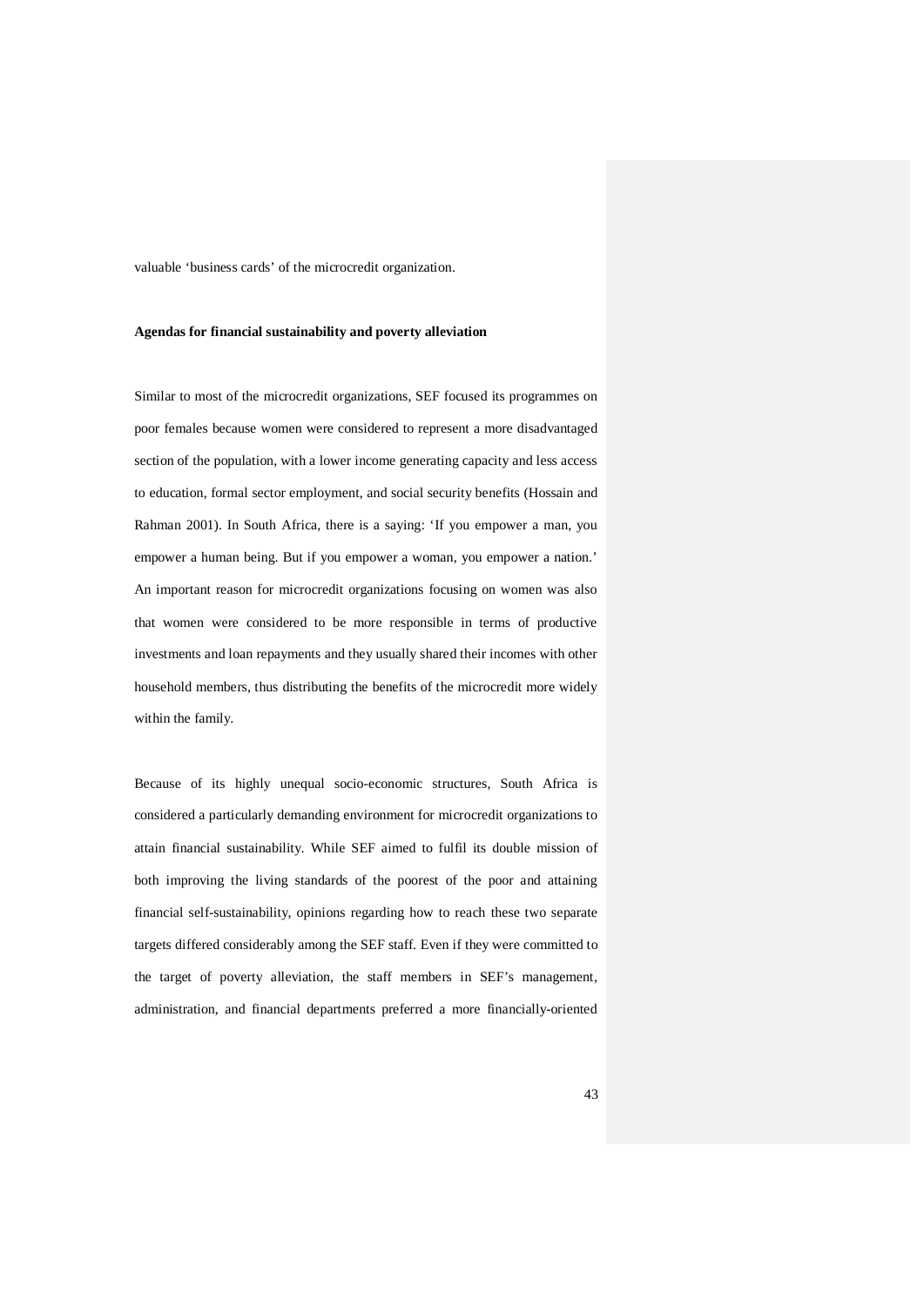valuable 'business cards' of the microcredit organization.

**Agendas for financial sustainability and poverty alleviation**

Similar to most of the microcredit organizations, SEF focused its programmes on poor females because women were considered to represent a more disadvantaged section of the population, with a lower income generating capacity and less access to education, formal sector employment, and social security benefits (Hossain and Rahman 2001). In South Africa, there is a saying: 'If you empower a man, you empower a human being. But if you empower a woman, you empower a nation.' An important reason for microcredit organizations focusing on women was also that women were considered to be more responsible in terms of productive investments and loan repayments and they usually shared their incomes with other household members, thus distributing the benefits of the microcredit more widely within the family.

Because of its highly unequal socio-economic structures, South Africa is considered a particularly demanding environment for microcredit organizations to attain financial sustainability. While SEF aimed to fulfil its double mission of both improving the living standards of the poorest of the poor and attaining financial self-sustainability, opinions regarding how to reach these two separate targets differed considerably among the SEF staff. Even if they were committed to the target of poverty alleviation, the staff members in SEF's management, administration, and financial departments preferred a more financially-oriented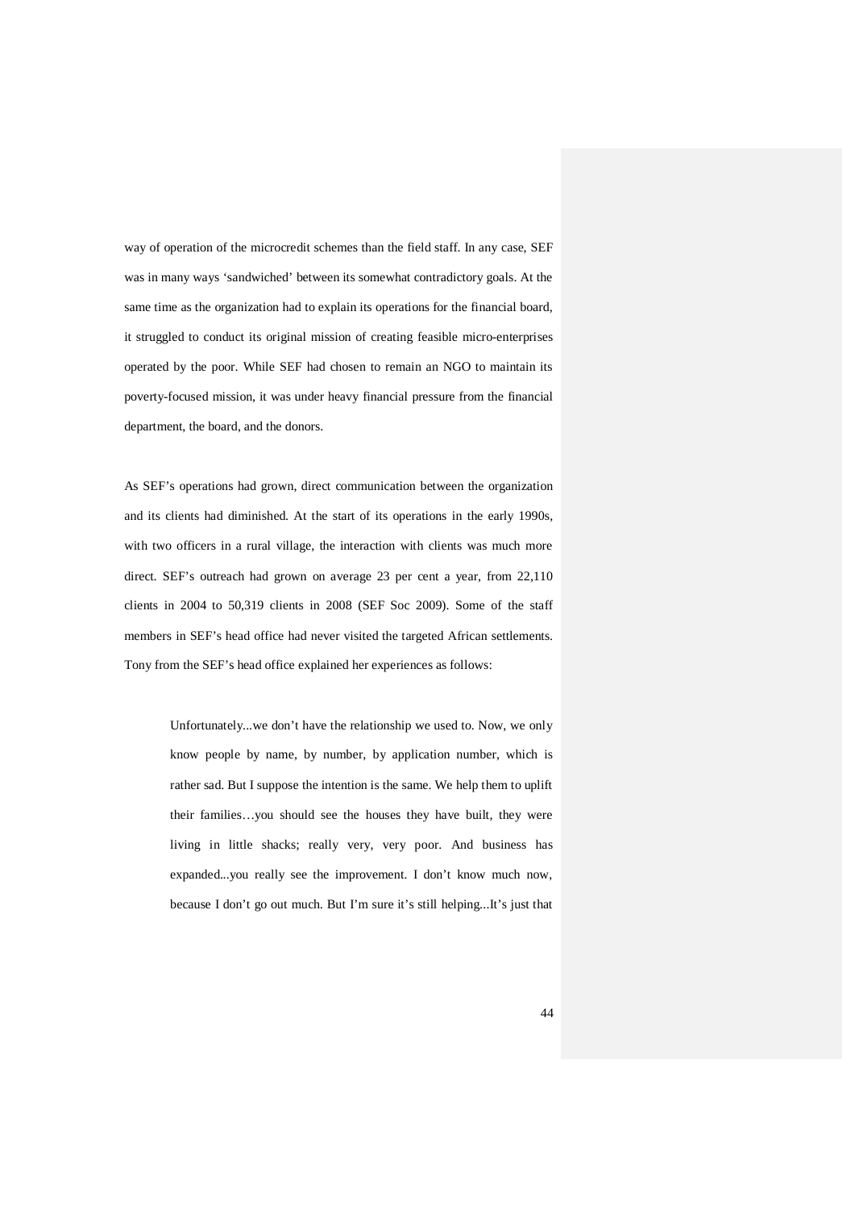way of operation of the microcredit schemes than the field staff. In any case, SEF was in many ways 'sandwiched' between its somewhat contradictory goals. At the same time as the organization had to explain its operations for the financial board, it struggled to conduct its original mission of creating feasible micro-enterprises operated by the poor. While SEF had chosen to remain an NGO to maintain its poverty-focused mission, it was under heavy financial pressure from the financial department, the board, and the donors.

As SEF's operations had grown, direct communication between the organization and its clients had diminished. At the start of its operations in the early 1990s, with two officers in a rural village, the interaction with clients was much more direct. SEF's outreach had grown on average 23 per cent a year, from 22,110 clients in 2004 to 50,319 clients in 2008 (SEF Soc 2009). Some of the staff members in SEF's head office had never visited the targeted African settlements. Tony from the SEF's head office explained her experiences as follows:

> Unfortunately...we don't have the relationship we used to. Now, we only know people by name, by number, by application number, which is rather sad. But I suppose the intention is the same. We help them to uplift their families…you should see the houses they have built, they were living in little shacks; really very, very poor. And business has expanded...you really see the improvement. I don't know much now, because I don't go out much. But I'm sure it's still helping...It's just that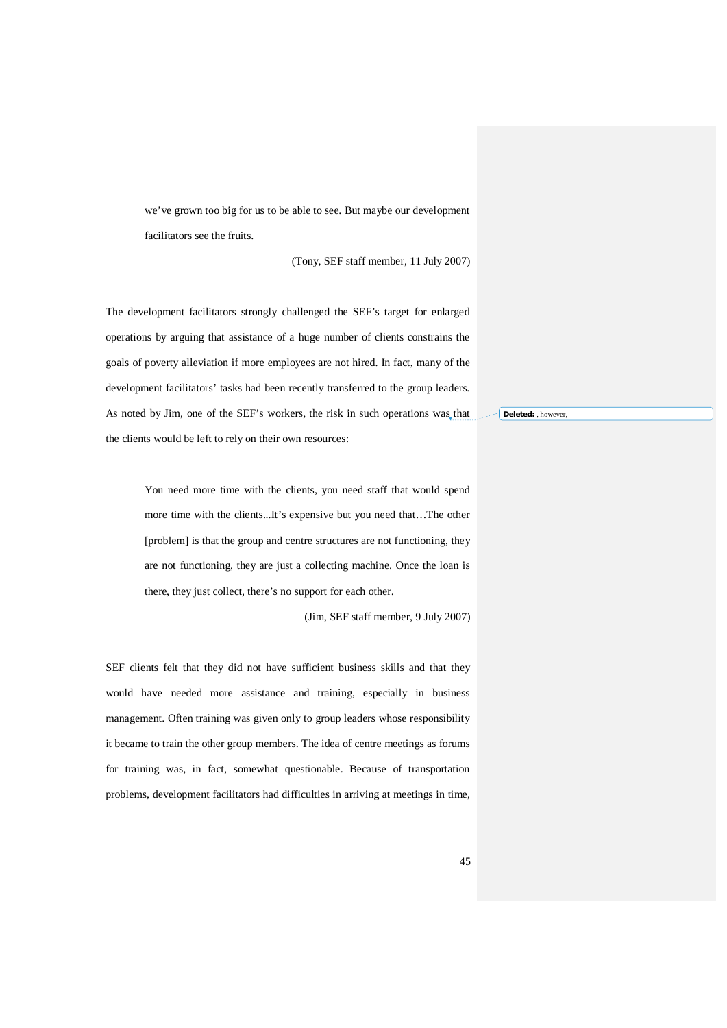> we've grown too big for us to be able to see. But maybe our development facilitators see the fruits.
>
> (Tony, SEF staff member, 11 July 2007)

The development facilitators strongly challenged the SEF's target for enlarged operations by arguing that assistance of a huge number of clients constrains the goals of poverty alleviation if more employees are not hired. In fact, many of the development facilitators' tasks had been recently transferred to the group leaders. As noted by Jim, one of the SEF's workers, the risk in such operations was that the clients would be left to rely on their own resources:

> You need more time with the clients, you need staff that would spend more time with the clients...It's expensive but you need that…The other [problem] is that the group and centre structures are not functioning, they are not functioning, they are just a collecting machine. Once the loan is there, they just collect, there's no support for each other.
>
> (Jim, SEF staff member, 9 July 2007)

SEF clients felt that they did not have sufficient business skills and that they would have needed more assistance and training, especially in business management. Often training was given only to group leaders whose responsibility it became to train the other group members. The idea of centre meetings as forums for training was, in fact, somewhat questionable. Because of transportation problems, development facilitators had difficulties in arriving at meetings in time,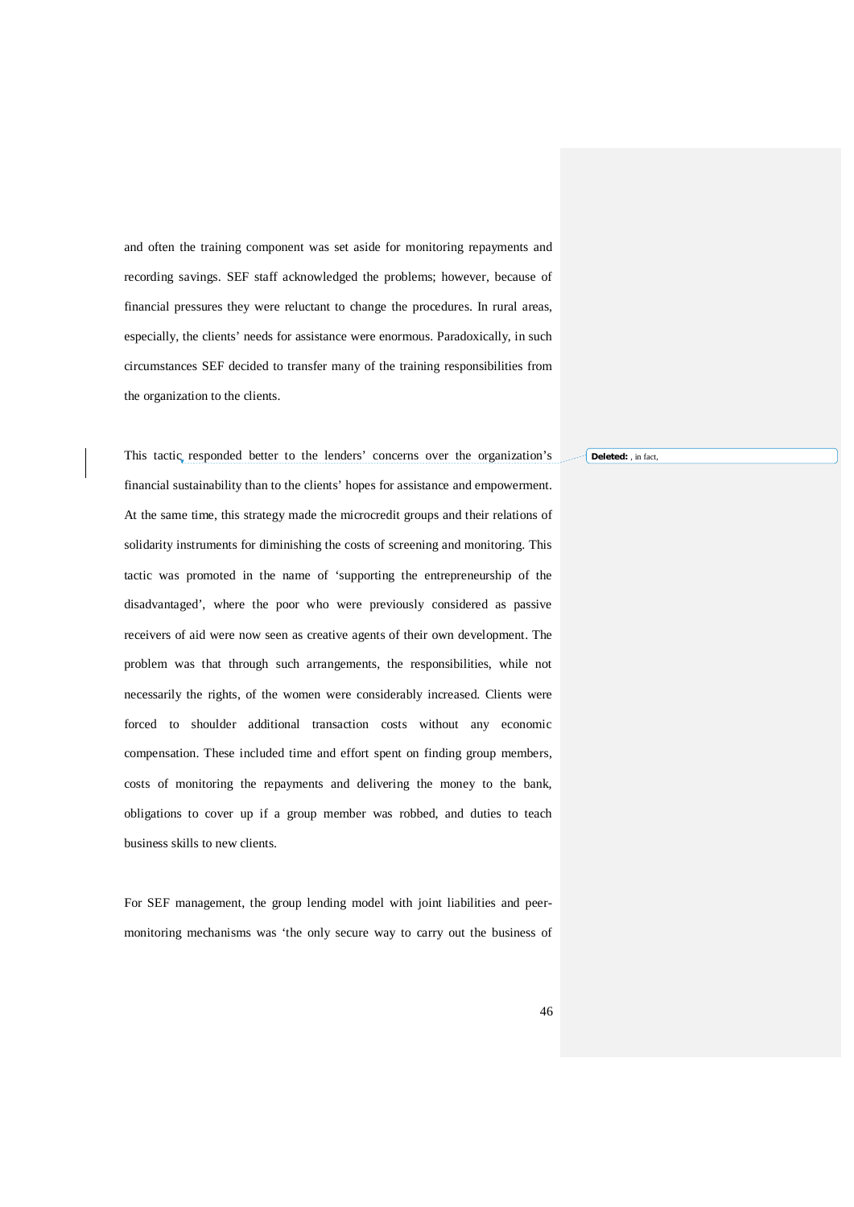and often the training component was set aside for monitoring repayments and recording savings. SEF staff acknowledged the problems; however, because of financial pressures they were reluctant to change the procedures. In rural areas, especially, the clients' needs for assistance were enormous. Paradoxically, in such circumstances SEF decided to transfer many of the training responsibilities from the organization to the clients.

This tactic responded better to the lenders' concerns over the organization's financial sustainability than to the clients' hopes for assistance and empowerment. At the same time, this strategy made the microcredit groups and their relations of solidarity instruments for diminishing the costs of screening and monitoring. This tactic was promoted in the name of 'supporting the entrepreneurship of the disadvantaged', where the poor who were previously considered as passive receivers of aid were now seen as creative agents of their own development. The problem was that through such arrangements, the responsibilities, while not necessarily the rights, of the women were considerably increased. Clients were forced to shoulder additional transaction costs without any economic compensation. These included time and effort spent on finding group members, costs of monitoring the repayments and delivering the money to the bank, obligations to cover up if a group member was robbed, and duties to teach business skills to new clients.

For SEF management, the group lending model with joint liabilities and peer-monitoring mechanisms was 'the only secure way to carry out the business of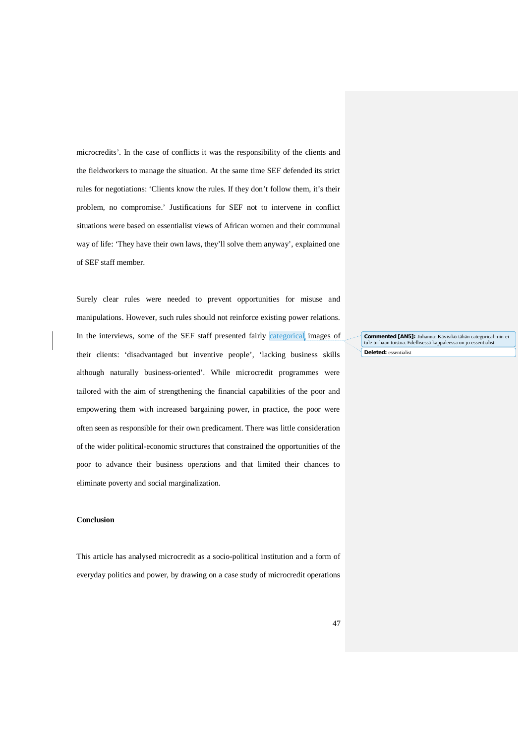microcredits'. In the case of conflicts it was the responsibility of the clients and the fieldworkers to manage the situation. At the same time SEF defended its strict rules for negotiations: 'Clients know the rules. If they don't follow them, it's their problem, no compromise.' Justifications for SEF not to intervene in conflict situations were based on essentialist views of African women and their communal way of life: 'They have their own laws, they'll solve them anyway', explained one of SEF staff member.

Surely clear rules were needed to prevent opportunities for misuse and manipulations. However, such rules should not reinforce existing power relations. In the interviews, some of the SEF staff presented fairly categorical images of their clients: 'disadvantaged but inventive people', 'lacking business skills although naturally business-oriented'. While microcredit programmes were tailored with the aim of strengthening the financial capabilities of the poor and empowering them with increased bargaining power, in practice, the poor were often seen as responsible for their own predicament. There was little consideration of the wider political-economic structures that constrained the opportunities of the poor to advance their business operations and that limited their chances to eliminate poverty and social marginalization.

**Commented [AN5]:** Johanna: Kävisikö tähän categorical niin ei tule turhaan toistoa. Edellisessä kappaleessa on jo essentialist.

**Deleted:** essentialist

**Conclusion**

This article has analysed microcredit as a socio-political institution and a form of everyday politics and power, by drawing on a case study of microcredit operations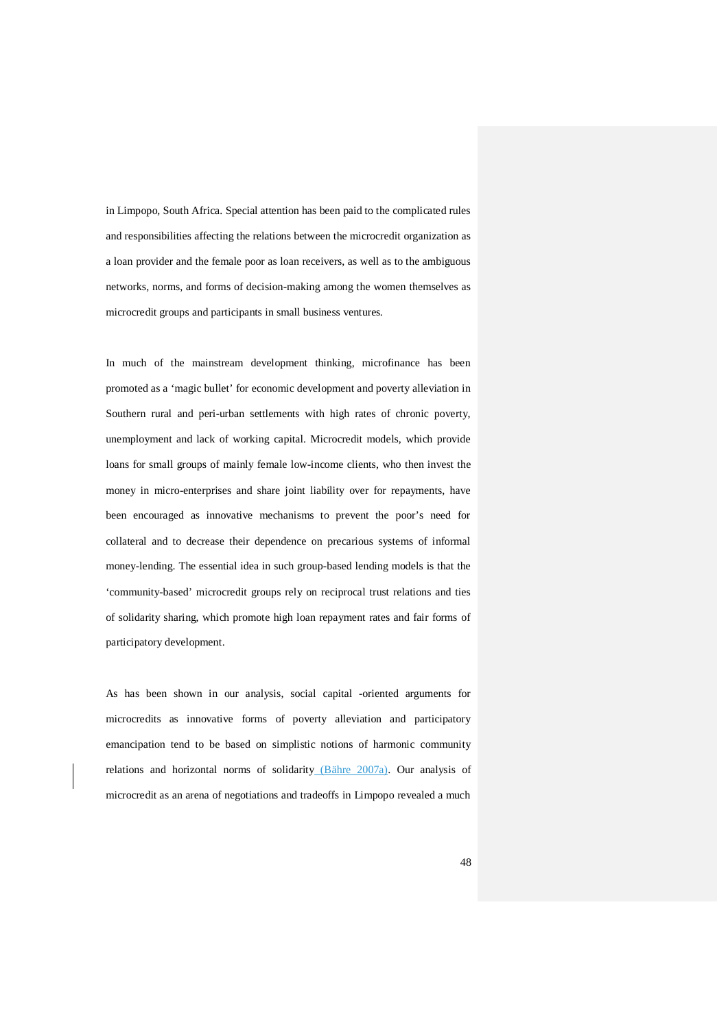in Limpopo, South Africa. Special attention has been paid to the complicated rules and responsibilities affecting the relations between the microcredit organization as a loan provider and the female poor as loan receivers, as well as to the ambiguous networks, norms, and forms of decision-making among the women themselves as microcredit groups and participants in small business ventures.

In much of the mainstream development thinking, microfinance has been promoted as a 'magic bullet' for economic development and poverty alleviation in Southern rural and peri-urban settlements with high rates of chronic poverty, unemployment and lack of working capital. Microcredit models, which provide loans for small groups of mainly female low-income clients, who then invest the money in micro-enterprises and share joint liability over for repayments, have been encouraged as innovative mechanisms to prevent the poor's need for collateral and to decrease their dependence on precarious systems of informal money-lending. The essential idea in such group-based lending models is that the 'community-based' microcredit groups rely on reciprocal trust relations and ties of solidarity sharing, which promote high loan repayment rates and fair forms of participatory development.

As has been shown in our analysis, social capital -oriented arguments for microcredits as innovative forms of poverty alleviation and participatory emancipation tend to be based on simplistic notions of harmonic community relations and horizontal norms of solidarity (Bähre 2007a). Our analysis of microcredit as an arena of negotiations and tradeoffs in Limpopo revealed a much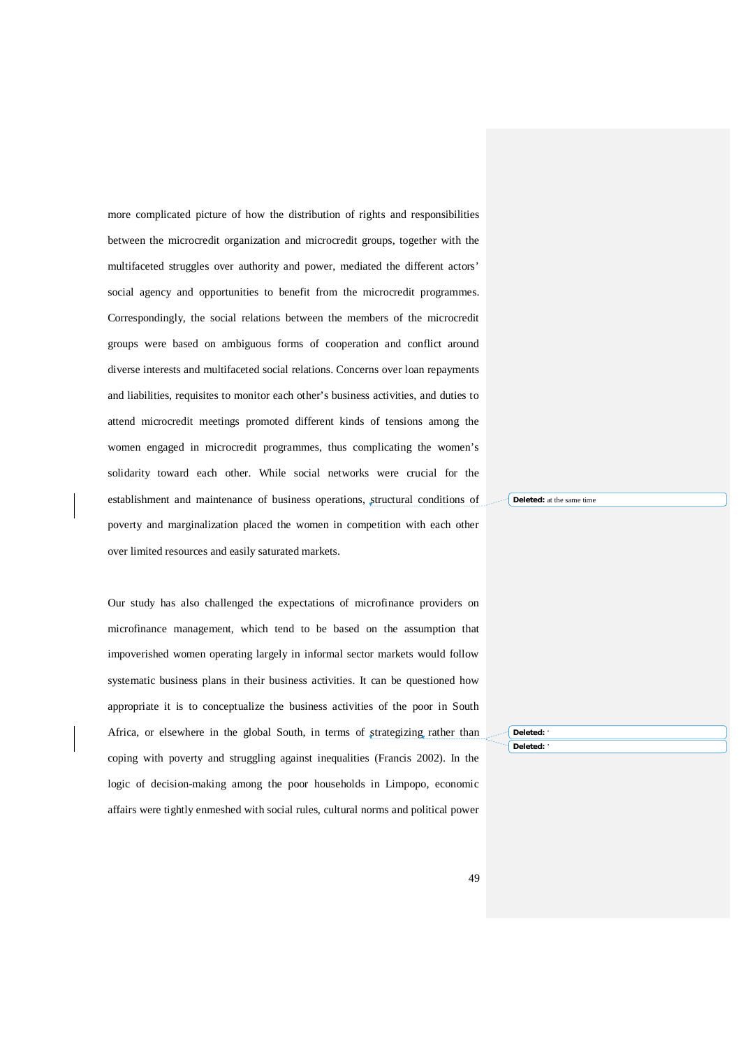more complicated picture of how the distribution of rights and responsibilities between the microcredit organization and microcredit groups, together with the multifaceted struggles over authority and power, mediated the different actors' social agency and opportunities to benefit from the microcredit programmes. Correspondingly, the social relations between the members of the microcredit groups were based on ambiguous forms of cooperation and conflict around diverse interests and multifaceted social relations. Concerns over loan repayments and liabilities, requisites to monitor each other's business activities, and duties to attend microcredit meetings promoted different kinds of tensions among the women engaged in microcredit programmes, thus complicating the women's solidarity toward each other. While social networks were crucial for the establishment and maintenance of business operations, structural conditions of poverty and marginalization placed the women in competition with each other over limited resources and easily saturated markets.

Our study has also challenged the expectations of microfinance providers on microfinance management, which tend to be based on the assumption that impoverished women operating largely in informal sector markets would follow systematic business plans in their business activities. It can be questioned how appropriate it is to conceptualize the business activities of the poor in South Africa, or elsewhere in the global South, in terms of strategizing rather than coping with poverty and struggling against inequalities (Francis 2002). In the logic of decision-making among the poor households in Limpopo, economic affairs were tightly enmeshed with social rules, cultural norms and political power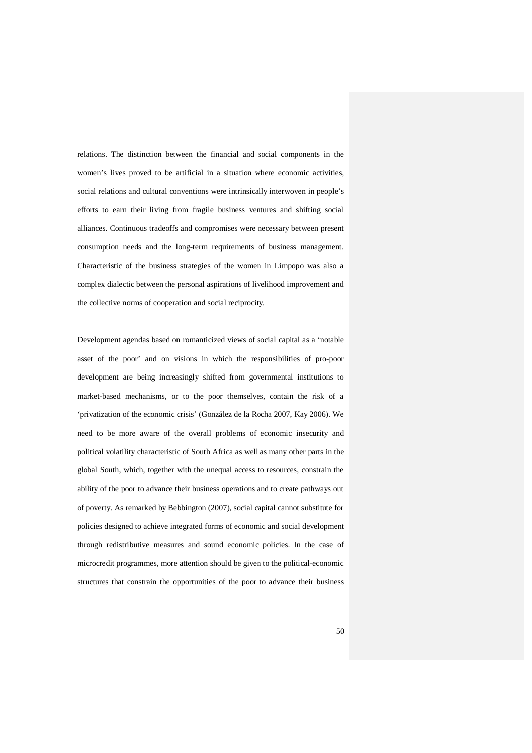relations. The distinction between the financial and social components in the women's lives proved to be artificial in a situation where economic activities, social relations and cultural conventions were intrinsically interwoven in people's efforts to earn their living from fragile business ventures and shifting social alliances. Continuous tradeoffs and compromises were necessary between present consumption needs and the long-term requirements of business management. Characteristic of the business strategies of the women in Limpopo was also a complex dialectic between the personal aspirations of livelihood improvement and the collective norms of cooperation and social reciprocity.

Development agendas based on romanticized views of social capital as a 'notable asset of the poor' and on visions in which the responsibilities of pro-poor development are being increasingly shifted from governmental institutions to market-based mechanisms, or to the poor themselves, contain the risk of a 'privatization of the economic crisis' (González de la Rocha 2007, Kay 2006). We need to be more aware of the overall problems of economic insecurity and political volatility characteristic of South Africa as well as many other parts in the global South, which, together with the unequal access to resources, constrain the ability of the poor to advance their business operations and to create pathways out of poverty. As remarked by Bebbington (2007), social capital cannot substitute for policies designed to achieve integrated forms of economic and social development through redistributive measures and sound economic policies. In the case of microcredit programmes, more attention should be given to the political-economic structures that constrain the opportunities of the poor to advance their business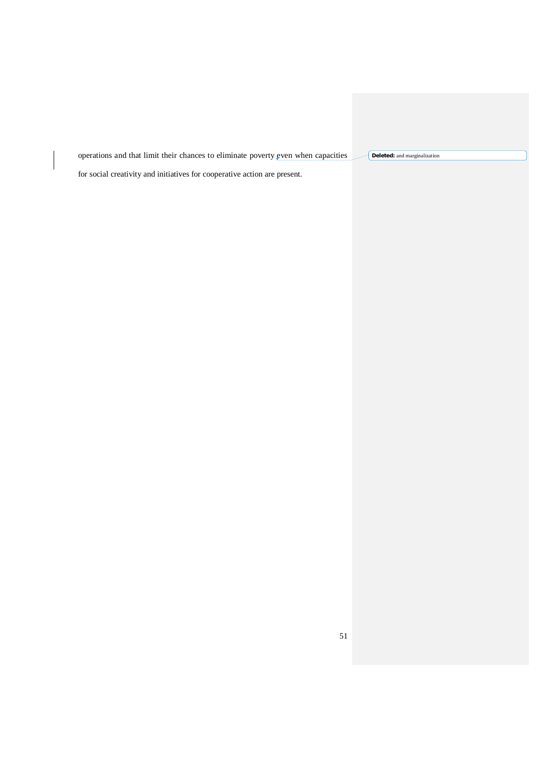operations and that limit their chances to eliminate poverty even when capacities for social creativity and initiatives for cooperative action are present.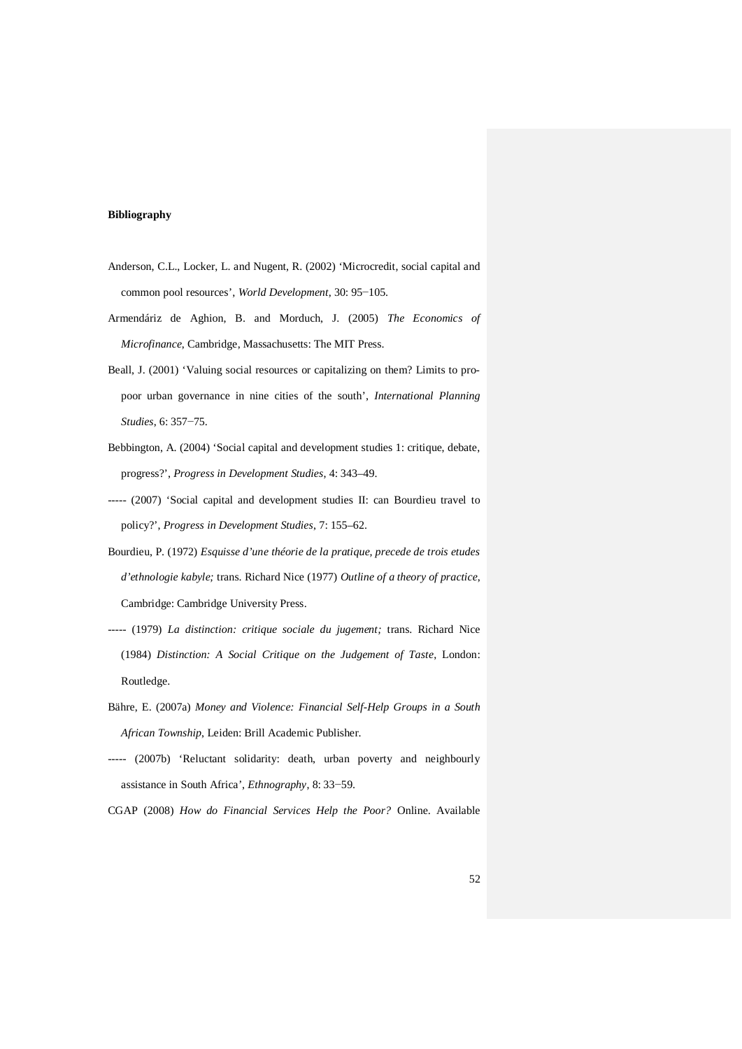**Bibliography**

Anderson, C.L., Locker, L. and Nugent, R. (2002) 'Microcredit, social capital and common pool resources', *World Development*, 30: 95−105.

Armendáriz de Aghion, B. and Morduch, J. (2005) *The Economics of Microfinance*, Cambridge, Massachusetts: The MIT Press.

Beall, J. (2001) 'Valuing social resources or capitalizing on them? Limits to pro-poor urban governance in nine cities of the south', *International Planning Studies*, 6: 357−75.

Bebbington, A. (2004) 'Social capital and development studies 1: critique, debate, progress?', *Progress in Development Studies*, 4: 343–49.

----- (2007) 'Social capital and development studies II: can Bourdieu travel to policy?', *Progress in Development Studies*, 7: 155–62.

Bourdieu, P. (1972) *Esquisse d'une théorie de la pratique, precede de trois etudes d'ethnologie kabyle;* trans. Richard Nice (1977) *Outline of a theory of practice*, Cambridge: Cambridge University Press.

----- (1979) *La distinction: critique sociale du jugement;* trans. Richard Nice (1984) *Distinction: A Social Critique on the Judgement of Taste*, London: Routledge.

Bähre, E. (2007a) *Money and Violence: Financial Self-Help Groups in a South African Township*, Leiden: Brill Academic Publisher.

----- (2007b) 'Reluctant solidarity: death, urban poverty and neighbourly assistance in South Africa', *Ethnography*, 8: 33−59.

CGAP (2008) *How do Financial Services Help the Poor?* Online. Available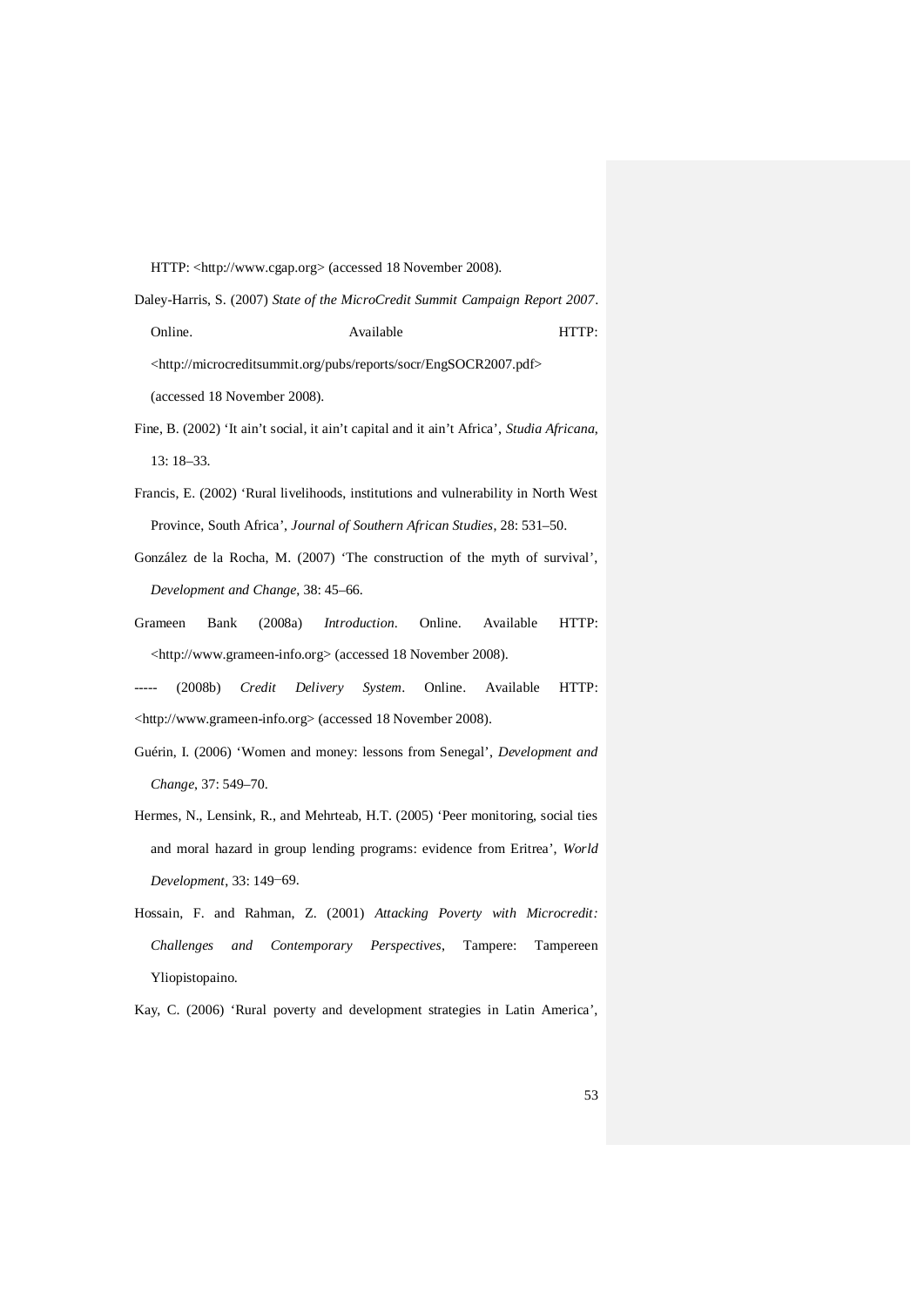HTTP: <http://www.cgap.org> (accessed 18 November 2008).

Daley-Harris, S. (2007) *State of the MicroCredit Summit Campaign Report 2007*. Online. Available HTTP: <http://microcreditsummit.org/pubs/reports/socr/EngSOCR2007.pdf> (accessed 18 November 2008).

Fine, B. (2002) 'It ain't social, it ain't capital and it ain't Africa', *Studia Africana*, 13: 18–33.

Francis, E. (2002) 'Rural livelihoods, institutions and vulnerability in North West Province, South Africa', *Journal of Southern African Studies*, 28: 531–50.

González de la Rocha, M. (2007) 'The construction of the myth of survival', *Development and Change*, 38: 45–66.

Grameen Bank (2008a) *Introduction*. Online. Available HTTP: <http://www.grameen-info.org> (accessed 18 November 2008).

----- (2008b) *Credit Delivery System*. Online. Available HTTP: <http://www.grameen-info.org> (accessed 18 November 2008).

Guérin, I. (2006) 'Women and money: lessons from Senegal', *Development and Change*, 37: 549–70.

Hermes, N., Lensink, R., and Mehrteab, H.T. (2005) 'Peer monitoring, social ties and moral hazard in group lending programs: evidence from Eritrea', *World Development*, 33: 149−69.

Hossain, F. and Rahman, Z. (2001) *Attacking Poverty with Microcredit: Challenges and Contemporary Perspectives*, Tampere: Tampereen Yliopistopaino.

Kay, C. (2006) 'Rural poverty and development strategies in Latin America',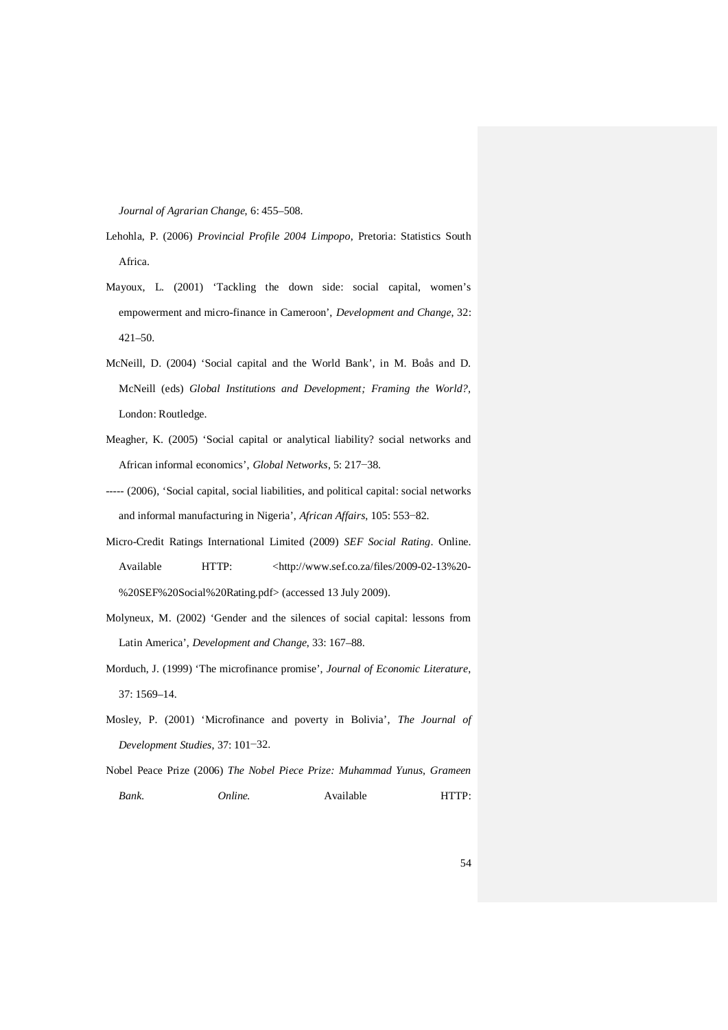*Journal of Agrarian Change*, 6: 455–508.

Lehohla, P. (2006) *Provincial Profile 2004 Limpopo*, Pretoria: Statistics South Africa.

Mayoux, L. (2001) 'Tackling the down side: social capital, women's empowerment and micro-finance in Cameroon', *Development and Change*, 32: 421–50.

McNeill, D. (2004) 'Social capital and the World Bank', in M. Boås and D. McNeill (eds) *Global Institutions and Development; Framing the World?*, London: Routledge.

Meagher, K. (2005) 'Social capital or analytical liability? social networks and African informal economics', *Global Networks*, 5: 217−38.

----- (2006), 'Social capital, social liabilities, and political capital: social networks and informal manufacturing in Nigeria', *African Affairs*, 105: 553−82.

Micro-Credit Ratings International Limited (2009) *SEF Social Rating*. Online. Available HTTP: <http://www.sef.co.za/files/2009-02-13%20-%20SEF%20Social%20Rating.pdf> (accessed 13 July 2009).

Molyneux, M. (2002) 'Gender and the silences of social capital: lessons from Latin America', *Development and Change*, 33: 167–88.

Morduch, J. (1999) 'The microfinance promise', *Journal of Economic Literature*, 37: 1569–14.

Mosley, P. (2001) 'Microfinance and poverty in Bolivia', *The Journal of Development Studies*, 37: 101−32.

Nobel Peace Prize (2006) *The Nobel Piece Prize: Muhammad Yunus, Grameen Bank. Online.* Available HTTP: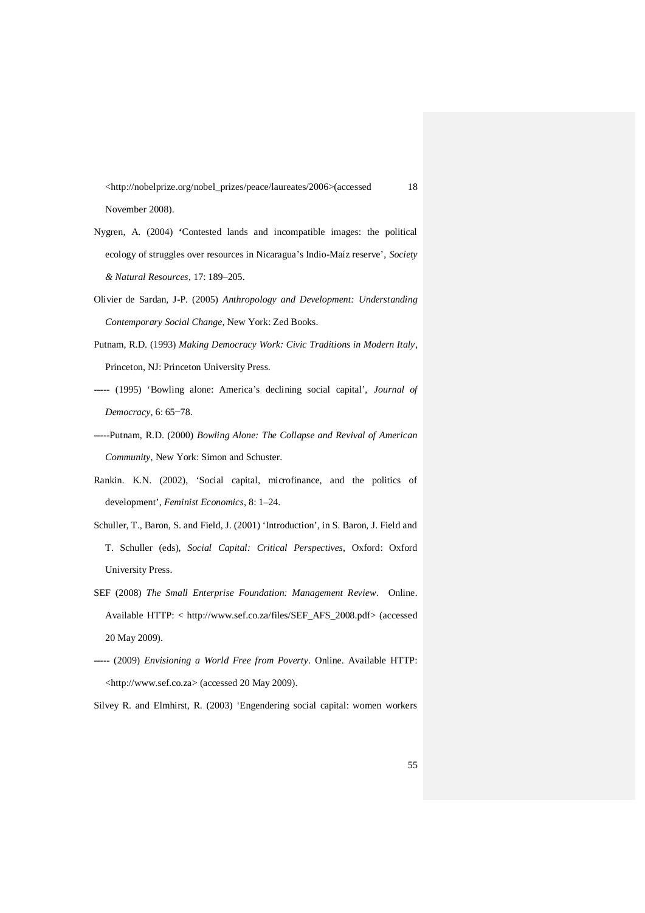<http://nobelprize.org/nobel_prizes/peace/laureates/2006>(accessed 18 November 2008).

Nygren, A. (2004) 'Contested lands and incompatible images: the political ecology of struggles over resources in Nicaragua's Indio-Maíz reserve', *Society & Natural Resources*, 17: 189–205.

Olivier de Sardan, J-P. (2005) *Anthropology and Development: Understanding Contemporary Social Change*, New York: Zed Books.

Putnam, R.D. (1993) *Making Democracy Work: Civic Traditions in Modern Italy*, Princeton, NJ: Princeton University Press.

----- (1995) 'Bowling alone: America's declining social capital', *Journal of Democracy*, 6: 65−78.

-----Putnam, R.D. (2000) *Bowling Alone: The Collapse and Revival of American Community*, New York: Simon and Schuster.

Rankin. K.N. (2002), 'Social capital, microfinance, and the politics of development', *Feminist Economics*, 8: 1–24.

Schuller, T., Baron, S. and Field, J. (2001) 'Introduction', in S. Baron, J. Field and T. Schuller (eds), *Social Capital: Critical Perspectives*, Oxford: Oxford University Press.

SEF (2008) *The Small Enterprise Foundation: Management Review*. Online. Available HTTP: < http://www.sef.co.za/files/SEF_AFS_2008.pdf> (accessed 20 May 2009).

----- (2009) *Envisioning a World Free from Poverty*. Online. Available HTTP: <http://www.sef.co.za> (accessed 20 May 2009).

Silvey R. and Elmhirst, R. (2003) 'Engendering social capital: women workers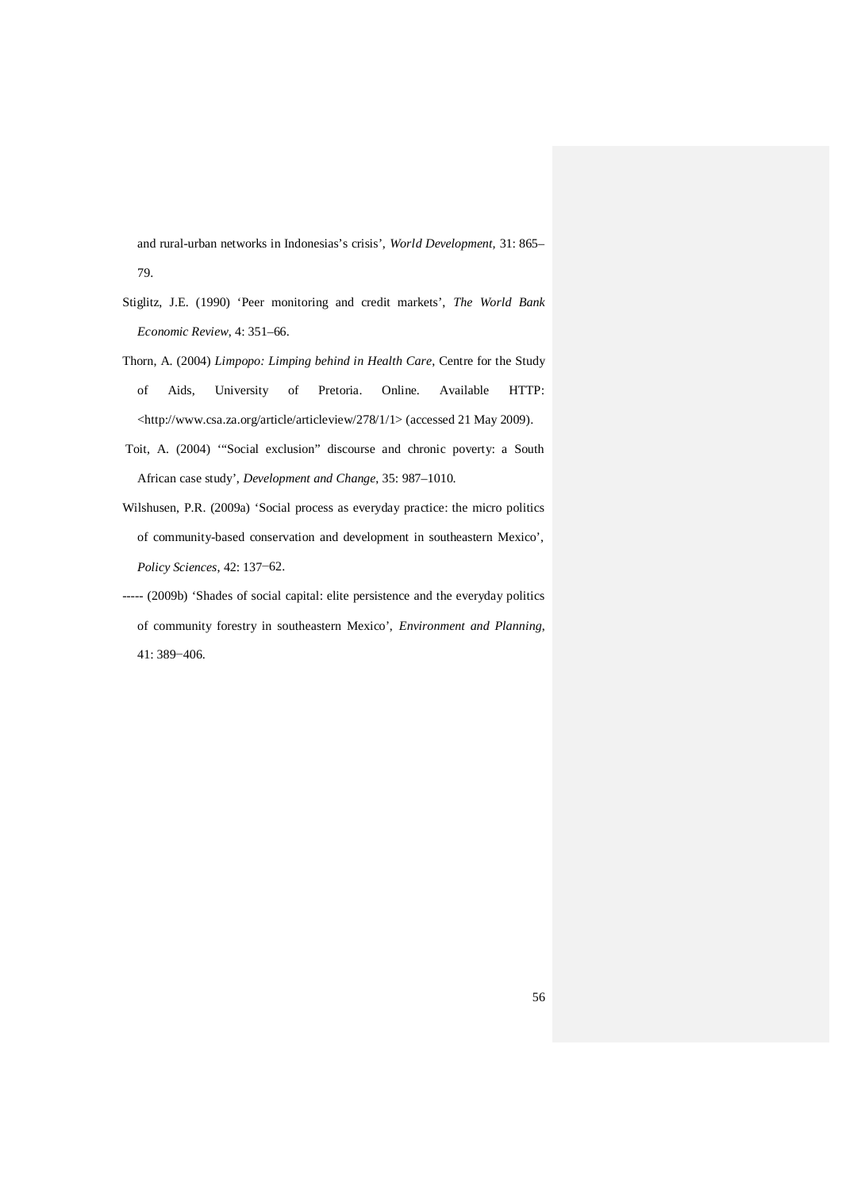and rural-urban networks in Indonesias's crisis', *World Development*, 31: 865–79.

Stiglitz, J.E. (1990) 'Peer monitoring and credit markets', *The World Bank Economic Review*, 4: 351–66.

Thorn, A. (2004) *Limpopo: Limping behind in Health Care*, Centre for the Study of Aids, University of Pretoria. Online. Available HTTP: <http://www.csa.za.org/article/articleview/278/1/1> (accessed 21 May 2009).

Toit, A. (2004) '"Social exclusion" discourse and chronic poverty: a South African case study', *Development and Change*, 35: 987–1010.

Wilshusen, P.R. (2009a) 'Social process as everyday practice: the micro politics of community-based conservation and development in southeastern Mexico', *Policy Sciences*, 42: 137−62.

----- (2009b) 'Shades of social capital: elite persistence and the everyday politics of community forestry in southeastern Mexico', *Environment and Planning*, 41: 389−406.